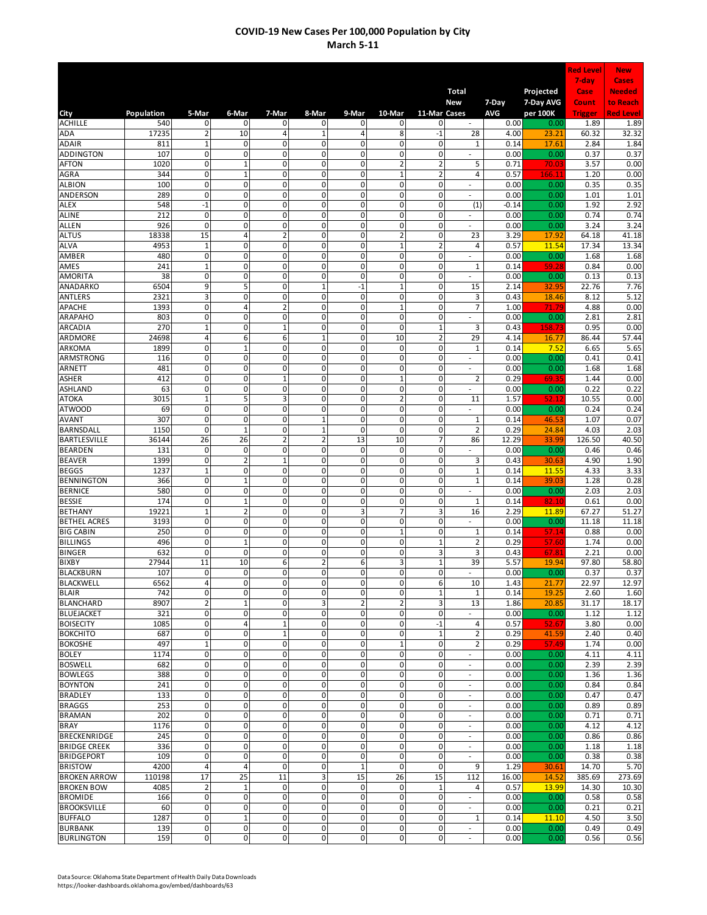# COVID-19 New Cases Per 100,000 Population by City
## March 5-11

| City | Population | 5-Mar | 6-Mar | 7-Mar | 8-Mar | 9-Mar | 10-Mar | 11-Mar | Total New Cases | 7-Day AVG | Projected 7-Day AVG per 100K | Red Level 7-day Case Count Trigger | New Cases Needed to Reach Red Level |
|---|---|---|---|---|---|---|---|---|---|---|---|---|---|
| ACHILLE | 540 | 0 | 0 | 0 | 0 | 0 | 0 | 0 | - | 0.00 | 0.00 | 1.89 | 1.89 |
| ADA | 17235 | 2 | 10 | 4 | 1 | 4 | 8 | -1 | 28 | 4.00 | 23.21 | 60.32 | 32.32 |
| ADAIR | 811 | 1 | 0 | 0 | 0 | 0 | 0 | 0 | 1 | 0.14 | 17.61 | 2.84 | 1.84 |
| ADDINGTON | 107 | 0 | 0 | 0 | 0 | 0 | 0 | 0 | - | 0.00 | 0.00 | 0.37 | 0.37 |
| AFTON | 1020 | 0 | 1 | 0 | 0 | 0 | 2 | 2 | 5 | 0.71 | 70.03 | 3.57 | 0.00 |
| AGRA | 344 | 0 | 1 | 0 | 0 | 0 | 1 | 2 | 4 | 0.57 | 166.11 | 1.20 | 0.00 |
| ALBION | 100 | 0 | 0 | 0 | 0 | 0 | 0 | 0 | - | 0.00 | 0.00 | 0.35 | 0.35 |
| ANDERSON | 289 | 0 | 0 | 0 | 0 | 0 | 0 | 0 | - | 0.00 | 0.00 | 1.01 | 1.01 |
| ALEX | 548 | -1 | 0 | 0 | 0 | 0 | 0 | 0 | (1) | -0.14 | 0.00 | 1.92 | 2.92 |
| ALINE | 212 | 0 | 0 | 0 | 0 | 0 | 0 | 0 | - | 0.00 | 0.00 | 0.74 | 0.74 |
| ALLEN | 926 | 0 | 0 | 0 | 0 | 0 | 0 | 0 | - | 0.00 | 0.00 | 3.24 | 3.24 |
| ALTUS | 18338 | 15 | 4 | 2 | 0 | 0 | 2 | 0 | 23 | 3.29 | 17.92 | 64.18 | 41.18 |
| ALVA | 4953 | 1 | 0 | 0 | 0 | 0 | 1 | 2 | 4 | 0.57 | 11.54 | 17.34 | 13.34 |
| AMBER | 480 | 0 | 0 | 0 | 0 | 0 | 0 | 0 | - | 0.00 | 0.00 | 1.68 | 1.68 |
| AMES | 241 | 1 | 0 | 0 | 0 | 0 | 0 | 0 | 1 | 0.14 | 59.28 | 0.84 | 0.00 |
| AMORITA | 38 | 0 | 0 | 0 | 0 | 0 | 0 | 0 | - | 0.00 | 0.00 | 0.13 | 0.13 |
| ANADARKO | 6504 | 9 | 5 | 0 | 1 | -1 | 1 | 0 | 15 | 2.14 | 32.95 | 22.76 | 7.76 |
| ANTLERS | 2321 | 3 | 0 | 0 | 0 | 0 | 0 | 0 | 3 | 0.43 | 18.46 | 8.12 | 5.12 |
| APACHE | 1393 | 0 | 4 | 2 | 0 | 0 | 1 | 0 | 7 | 1.00 | 71.79 | 4.88 | 0.00 |
| ARAPAHO | 803 | 0 | 0 | 0 | 0 | 0 | 0 | 0 | - | 0.00 | 0.00 | 2.81 | 2.81 |
| ARCADIA | 270 | 1 | 0 | 1 | 0 | 0 | 0 | 1 | 3 | 0.43 | 158.73 | 0.95 | 0.00 |
| ARDMORE | 24698 | 4 | 6 | 6 | 1 | 0 | 10 | 2 | 29 | 4.14 | 16.77 | 86.44 | 57.44 |
| ARKOMA | 1899 | 0 | 1 | 0 | 0 | 0 | 0 | 0 | 1 | 0.14 | 7.52 | 6.65 | 5.65 |
| ARMSTRONG | 116 | 0 | 0 | 0 | 0 | 0 | 0 | 0 | - | 0.00 | 0.00 | 0.41 | 0.41 |
| ARNETT | 481 | 0 | 0 | 0 | 0 | 0 | 0 | 0 | - | 0.00 | 0.00 | 1.68 | 1.68 |
| ASHER | 412 | 0 | 0 | 1 | 0 | 0 | 1 | 0 | 2 | 0.29 | 69.35 | 1.44 | 0.00 |
| ASHLAND | 63 | 0 | 0 | 0 | 0 | 0 | 0 | 0 | - | 0.00 | 0.00 | 0.22 | 0.22 |
| ATOKA | 3015 | 1 | 5 | 3 | 0 | 0 | 2 | 0 | 11 | 1.57 | 52.12 | 10.55 | 0.00 |
| ATWOOD | 69 | 0 | 0 | 0 | 0 | 0 | 0 | 0 | - | 0.00 | 0.00 | 0.24 | 0.24 |
| AVANT | 307 | 0 | 0 | 0 | 1 | 0 | 0 | 0 | 1 | 0.14 | 46.53 | 1.07 | 0.07 |
| BARNSDALL | 1150 | 0 | 1 | 0 | 1 | 0 | 0 | 0 | 2 | 0.29 | 24.84 | 4.03 | 2.03 |
| BARTLESVILLE | 36144 | 26 | 26 | 2 | 2 | 13 | 10 | 7 | 86 | 12.29 | 33.99 | 126.50 | 40.50 |
| BEARDEN | 131 | 0 | 0 | 0 | 0 | 0 | 0 | 0 | - | 0.00 | 0.00 | 0.46 | 0.46 |
| BEAVER | 1399 | 0 | 2 | 1 | 0 | 0 | 0 | 0 | 3 | 0.43 | 30.63 | 4.90 | 1.90 |
| BEGGS | 1237 | 1 | 0 | 0 | 0 | 0 | 0 | 0 | 1 | 0.14 | 11.55 | 4.33 | 3.33 |
| BENNINGTON | 366 | 0 | 1 | 0 | 0 | 0 | 0 | 0 | 1 | 0.14 | 39.03 | 1.28 | 0.28 |
| BERNICE | 580 | 0 | 0 | 0 | 0 | 0 | 0 | 0 | - | 0.00 | 0.00 | 2.03 | 2.03 |
| BESSIE | 174 | 0 | 1 | 0 | 0 | 0 | 0 | 0 | 1 | 0.14 | 82.10 | 0.61 | 0.00 |
| BETHANY | 19221 | 1 | 2 | 0 | 0 | 3 | 7 | 3 | 16 | 2.29 | 11.89 | 67.27 | 51.27 |
| BETHEL ACRES | 3193 | 0 | 0 | 0 | 0 | 0 | 0 | 0 | - | 0.00 | 0.00 | 11.18 | 11.18 |
| BIG CABIN | 250 | 0 | 0 | 0 | 0 | 0 | 1 | 0 | 1 | 0.14 | 57.14 | 0.88 | 0.00 |
| BILLINGS | 496 | 0 | 1 | 0 | 0 | 0 | 0 | 1 | 2 | 0.29 | 57.60 | 1.74 | 0.00 |
| BINGER | 632 | 0 | 0 | 0 | 0 | 0 | 0 | 3 | 3 | 0.43 | 67.81 | 2.21 | 0.00 |
| BIXBY | 27944 | 11 | 10 | 6 | 2 | 6 | 3 | 1 | 39 | 5.57 | 19.94 | 97.80 | 58.80 |
| BLACKBURN | 107 | 0 | 0 | 0 | 0 | 0 | 0 | 0 | - | 0.00 | 0.00 | 0.37 | 0.37 |
| BLACKWELL | 6562 | 4 | 0 | 0 | 0 | 0 | 0 | 6 | 10 | 1.43 | 21.77 | 22.97 | 12.97 |
| BLAIR | 742 | 0 | 0 | 0 | 0 | 0 | 0 | 1 | 1 | 0.14 | 19.25 | 2.60 | 1.60 |
| BLANCHARD | 8907 | 2 | 1 | 0 | 3 | 2 | 2 | 3 | 13 | 1.86 | 20.85 | 31.17 | 18.17 |
| BLUEJACKET | 321 | 0 | 0 | 0 | 0 | 0 | 0 | 0 | - | 0.00 | 0.00 | 1.12 | 1.12 |
| BOISECITY | 1085 | 0 | 4 | 1 | 0 | 0 | 0 | -1 | 4 | 0.57 | 52.67 | 3.80 | 0.00 |
| BOKCHITO | 687 | 0 | 0 | 1 | 0 | 0 | 0 | 1 | 2 | 0.29 | 41.59 | 2.40 | 0.40 |
| BOKOSHE | 497 | 1 | 0 | 0 | 0 | 0 | 1 | 0 | 2 | 0.29 | 57.49 | 1.74 | 0.00 |
| BOLEY | 1174 | 0 | 0 | 0 | 0 | 0 | 0 | 0 | - | 0.00 | 0.00 | 4.11 | 4.11 |
| BOSWELL | 682 | 0 | 0 | 0 | 0 | 0 | 0 | 0 | - | 0.00 | 0.00 | 2.39 | 2.39 |
| BOWLEGS | 388 | 0 | 0 | 0 | 0 | 0 | 0 | 0 | - | 0.00 | 0.00 | 1.36 | 1.36 |
| BOYNTON | 241 | 0 | 0 | 0 | 0 | 0 | 0 | 0 | - | 0.00 | 0.00 | 0.84 | 0.84 |
| BRADLEY | 133 | 0 | 0 | 0 | 0 | 0 | 0 | 0 | - | 0.00 | 0.00 | 0.47 | 0.47 |
| BRAGGS | 253 | 0 | 0 | 0 | 0 | 0 | 0 | 0 | - | 0.00 | 0.00 | 0.89 | 0.89 |
| BRAMAN | 202 | 0 | 0 | 0 | 0 | 0 | 0 | 0 | - | 0.00 | 0.00 | 0.71 | 0.71 |
| BRAY | 1176 | 0 | 0 | 0 | 0 | 0 | 0 | 0 | - | 0.00 | 0.00 | 4.12 | 4.12 |
| BRECKENRIDGE | 245 | 0 | 0 | 0 | 0 | 0 | 0 | 0 | - | 0.00 | 0.00 | 0.86 | 0.86 |
| BRIDGE CREEK | 336 | 0 | 0 | 0 | 0 | 0 | 0 | 0 | - | 0.00 | 0.00 | 1.18 | 1.18 |
| BRIDGEPORT | 109 | 0 | 0 | 0 | 0 | 0 | 0 | 0 | - | 0.00 | 0.00 | 0.38 | 0.38 |
| BRISTOW | 4200 | 4 | 4 | 0 | 0 | 1 | 0 | 0 | 9 | 1.29 | 30.61 | 14.70 | 5.70 |
| BROKEN ARROW | 110198 | 17 | 25 | 11 | 3 | 15 | 26 | 15 | 112 | 16.00 | 14.52 | 385.69 | 273.69 |
| BROKEN BOW | 4085 | 2 | 1 | 0 | 0 | 0 | 0 | 1 | 4 | 0.57 | 13.99 | 14.30 | 10.30 |
| BROMIDE | 166 | 0 | 0 | 0 | 0 | 0 | 0 | 0 | - | 0.00 | 0.00 | 0.58 | 0.58 |
| BROOKSVILLE | 60 | 0 | 0 | 0 | 0 | 0 | 0 | 0 | - | 0.00 | 0.00 | 0.21 | 0.21 |
| BUFFALO | 1287 | 0 | 1 | 0 | 0 | 0 | 0 | 0 | 1 | 0.14 | 11.10 | 4.50 | 3.50 |
| BURBANK | 139 | 0 | 0 | 0 | 0 | 0 | 0 | 0 | - | 0.00 | 0.00 | 0.49 | 0.49 |
| BURLINGTON | 159 | 0 | 0 | 0 | 0 | 0 | 0 | 0 | - | 0.00 | 0.00 | 0.56 | 0.56 |

Data Source: Oklahoma State Department of Health Daily Data Downloads
https://looker-dashboards.oklahoma.gov/embed/dashboards/63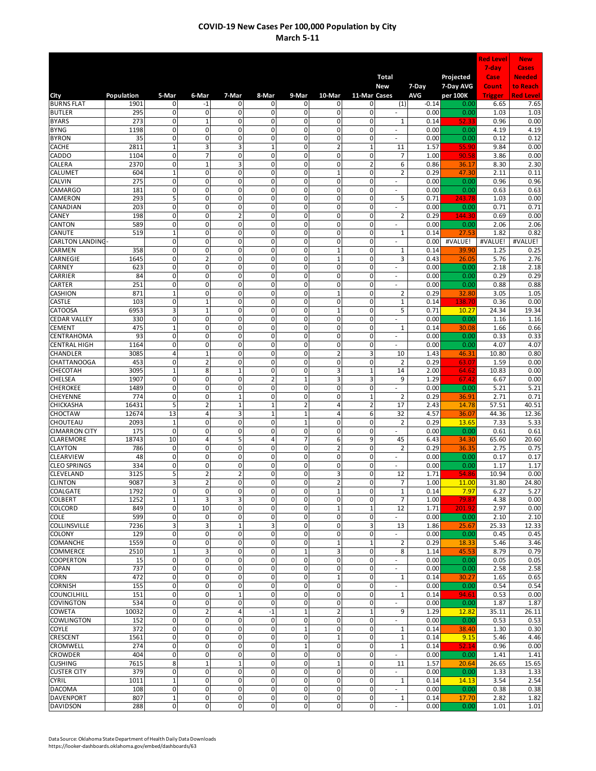# COVID-19 New Cases Per 100,000 Population by City
## March 5-11

| City | Population | 5-Mar | 6-Mar | 7-Mar | 8-Mar | 9-Mar | 10-Mar | 11-Mar | Total New Cases | 7-Day AVG | Projected 7-Day AVG per 100K | Red Level 7-day Case Count Trigger | New Cases Needed to Reach Red Level |
|---|---|---|---|---|---|---|---|---|---|---|---|---|---|
| BURNS FLAT | 1901 | 0 | -1 | 0 | 0 | 0 | 0 | 0 | (1) | -0.14 | 0.00 | 6.65 | 7.65 |
| BUTLER | 295 | 0 | 0 | 0 | 0 | 0 | 0 | 0 | - | 0.00 | 0.00 | 1.03 | 1.03 |
| BYARS | 273 | 0 | 1 | 0 | 0 | 0 | 0 | 0 | 1 | 0.14 | 52.33 | 0.96 | 0.00 |
| BYNG | 1198 | 0 | 0 | 0 | 0 | 0 | 0 | 0 | - | 0.00 | 0.00 | 4.19 | 4.19 |
| BYRON | 35 | 0 | 0 | 0 | 0 | 0 | 0 | 0 | - | 0.00 | 0.00 | 0.12 | 0.12 |
| CACHE | 2811 | 1 | 3 | 3 | 1 | 0 | 2 | 1 | 11 | 1.57 | 55.90 | 9.84 | 0.00 |
| CADDO | 1104 | 0 | 7 | 0 | 0 | 0 | 0 | 0 | 7 | 1.00 | 90.58 | 3.86 | 0.00 |
| CALERA | 2370 | 0 | 1 | 3 | 0 | 0 | 0 | 2 | 6 | 0.86 | 36.17 | 8.30 | 2.30 |
| CALUMET | 604 | 1 | 0 | 0 | 0 | 0 | 1 | 0 | 2 | 0.29 | 47.30 | 2.11 | 0.11 |
| CALVIN | 275 | 0 | 0 | 0 | 0 | 0 | 0 | 0 | - | 0.00 | 0.00 | 0.96 | 0.96 |
| CAMARGO | 181 | 0 | 0 | 0 | 0 | 0 | 0 | 0 | - | 0.00 | 0.00 | 0.63 | 0.63 |
| CAMERON | 293 | 5 | 0 | 0 | 0 | 0 | 0 | 0 | 5 | 0.71 | 243.78 | 1.03 | 0.00 |
| CANADIAN | 203 | 0 | 0 | 0 | 0 | 0 | 0 | 0 | - | 0.00 | 0.00 | 0.71 | 0.71 |
| CANEY | 198 | 0 | 0 | 2 | 0 | 0 | 0 | 0 | 2 | 0.29 | 144.30 | 0.69 | 0.00 |
| CANTON | 589 | 0 | 0 | 0 | 0 | 0 | 0 | 0 | - | 0.00 | 0.00 | 2.06 | 2.06 |
| CANUTE | 519 | 1 | 0 | 0 | 0 | 0 | 0 | 0 | 1 | 0.14 | 27.53 | 1.82 | 0.82 |
| CARLTON LANDING | - | 0 | 0 | 0 | 0 | 0 | 0 | 0 | - | 0.00 | #VALUE! | #VALUE! | #VALUE! |
| CARMEN | 358 | 0 | 0 | 0 | 0 | 0 | 1 | 0 | 1 | 0.14 | 39.90 | 1.25 | 0.25 |
| CARNEGIE | 1645 | 0 | 2 | 0 | 0 | 0 | 1 | 0 | 3 | 0.43 | 26.05 | 5.76 | 2.76 |
| CARNEY | 623 | 0 | 0 | 0 | 0 | 0 | 0 | 0 | - | 0.00 | 0.00 | 2.18 | 2.18 |
| CARRIER | 84 | 0 | 0 | 0 | 0 | 0 | 0 | 0 | - | 0.00 | 0.00 | 0.29 | 0.29 |
| CARTER | 251 | 0 | 0 | 0 | 0 | 0 | 0 | 0 | - | 0.00 | 0.00 | 0.88 | 0.88 |
| CASHION | 871 | 1 | 0 | 0 | 0 | 0 | 1 | 0 | 2 | 0.29 | 32.80 | 3.05 | 1.05 |
| CASTLE | 103 | 0 | 1 | 0 | 0 | 0 | 0 | 0 | 1 | 0.14 | 138.70 | 0.36 | 0.00 |
| CATOOSA | 6953 | 3 | 1 | 0 | 0 | 0 | 1 | 0 | 5 | 0.71 | 10.27 | 24.34 | 19.34 |
| CEDAR VALLEY | 330 | 0 | 0 | 0 | 0 | 0 | 0 | 0 | - | 0.00 | 0.00 | 1.16 | 1.16 |
| CEMENT | 475 | 1 | 0 | 0 | 0 | 0 | 0 | 0 | 1 | 0.14 | 30.08 | 1.66 | 0.66 |
| CENTRAHOMA | 93 | 0 | 0 | 0 | 0 | 0 | 0 | 0 | - | 0.00 | 0.00 | 0.33 | 0.33 |
| CENTRAL HIGH | 1164 | 0 | 0 | 0 | 0 | 0 | 0 | 0 | - | 0.00 | 0.00 | 4.07 | 4.07 |
| CHANDLER | 3085 | 4 | 1 | 0 | 0 | 0 | 2 | 3 | 10 | 1.43 | 46.31 | 10.80 | 0.80 |
| CHATTANOOGA | 453 | 0 | 2 | 0 | 0 | 0 | 0 | 0 | 2 | 0.29 | 63.07 | 1.59 | 0.00 |
| CHECOTAH | 3095 | 1 | 8 | 1 | 0 | 0 | 3 | 1 | 14 | 2.00 | 64.62 | 10.83 | 0.00 |
| CHELSEA | 1907 | 0 | 0 | 0 | 2 | 1 | 3 | 3 | 9 | 1.29 | 67.42 | 6.67 | 0.00 |
| CHEROKEE | 1489 | 0 | 0 | 0 | 0 | 0 | 0 | 0 | - | 0.00 | 0.00 | 5.21 | 5.21 |
| CHEYENNE | 774 | 0 | 0 | 1 | 0 | 0 | 0 | 1 | 2 | 0.29 | 36.91 | 2.71 | 0.71 |
| CHICKASHA | 16431 | 5 | 2 | 1 | 1 | 2 | 4 | 2 | 17 | 2.43 | 14.78 | 57.51 | 40.51 |
| CHOCTAW | 12674 | 13 | 4 | 3 | 1 | 1 | 4 | 6 | 32 | 4.57 | 36.07 | 44.36 | 12.36 |
| CHOUTEAU | 2093 | 1 | 0 | 0 | 0 | 1 | 0 | 0 | 2 | 0.29 | 13.65 | 7.33 | 5.33 |
| CIMARRON CITY | 175 | 0 | 0 | 0 | 0 | 0 | 0 | 0 | - | 0.00 | 0.00 | 0.61 | 0.61 |
| CLAREMORE | 18743 | 10 | 4 | 5 | 4 | 7 | 6 | 9 | 45 | 6.43 | 34.30 | 65.60 | 20.60 |
| CLAYTON | 786 | 0 | 0 | 0 | 0 | 0 | 2 | 0 | 2 | 0.29 | 36.35 | 2.75 | 0.75 |
| CLEARVIEW | 48 | 0 | 0 | 0 | 0 | 0 | 0 | 0 | - | 0.00 | 0.00 | 0.17 | 0.17 |
| CLEO SPRINGS | 334 | 0 | 0 | 0 | 0 | 0 | 0 | 0 | - | 0.00 | 0.00 | 1.17 | 1.17 |
| CLEVELAND | 3125 | 5 | 2 | 2 | 0 | 0 | 3 | 0 | 12 | 1.71 | 54.86 | 10.94 | 0.00 |
| CLINTON | 9087 | 3 | 2 | 0 | 0 | 0 | 2 | 0 | 7 | 1.00 | 11.00 | 31.80 | 24.80 |
| COALGATE | 1792 | 0 | 0 | 0 | 0 | 0 | 1 | 0 | 1 | 0.14 | 7.97 | 6.27 | 5.27 |
| COLBERT | 1252 | 1 | 3 | 3 | 0 | 0 | 0 | 0 | 7 | 1.00 | 79.87 | 4.38 | 0.00 |
| COLCORD | 849 | 0 | 10 | 0 | 0 | 0 | 1 | 1 | 12 | 1.71 | 201.92 | 2.97 | 0.00 |
| COLE | 599 | 0 | 0 | 0 | 0 | 0 | 0 | 0 | - | 0.00 | 0.00 | 2.10 | 2.10 |
| COLLINSVILLE | 7236 | 3 | 3 | 1 | 3 | 0 | 0 | 3 | 13 | 1.86 | 25.67 | 25.33 | 12.33 |
| COLONY | 129 | 0 | 0 | 0 | 0 | 0 | 0 | 0 | - | 0.00 | 0.00 | 0.45 | 0.45 |
| COMANCHE | 1559 | 0 | 0 | 0 | 0 | 0 | 1 | 1 | 2 | 0.29 | 18.33 | 5.46 | 3.46 |
| COMMERCE | 2510 | 1 | 3 | 0 | 0 | 1 | 3 | 0 | 8 | 1.14 | 45.53 | 8.79 | 0.79 |
| COOPERTON | 15 | 0 | 0 | 0 | 0 | 0 | 0 | 0 | - | 0.00 | 0.00 | 0.05 | 0.05 |
| COPAN | 737 | 0 | 0 | 0 | 0 | 0 | 0 | 0 | - | 0.00 | 0.00 | 2.58 | 2.58 |
| CORN | 472 | 0 | 0 | 0 | 0 | 0 | 1 | 0 | 1 | 0.14 | 30.27 | 1.65 | 0.65 |
| CORNISH | 155 | 0 | 0 | 0 | 0 | 0 | 0 | 0 | - | 0.00 | 0.00 | 0.54 | 0.54 |
| COUNCILHILL | 151 | 0 | 0 | 1 | 0 | 0 | 0 | 0 | 1 | 0.14 | 94.61 | 0.53 | 0.00 |
| COVINGTON | 534 | 0 | 0 | 0 | 0 | 0 | 0 | 0 | - | 0.00 | 0.00 | 1.87 | 1.87 |
| COWETA | 10032 | 0 | 2 | 4 | -1 | 1 | 2 | 1 | 9 | 1.29 | 12.82 | 35.11 | 26.11 |
| COWLINGTON | 152 | 0 | 0 | 0 | 0 | 0 | 0 | 0 | - | 0.00 | 0.00 | 0.53 | 0.53 |
| COYLE | 372 | 0 | 0 | 0 | 0 | 1 | 0 | 0 | 1 | 0.14 | 38.40 | 1.30 | 0.30 |
| CRESCENT | 1561 | 0 | 0 | 0 | 0 | 0 | 1 | 0 | 1 | 0.14 | 9.15 | 5.46 | 4.46 |
| CROMWELL | 274 | 0 | 0 | 0 | 0 | 1 | 0 | 0 | 1 | 0.14 | 52.14 | 0.96 | 0.00 |
| CROWDER | 404 | 0 | 0 | 0 | 0 | 0 | 0 | 0 | - | 0.00 | 0.00 | 1.41 | 1.41 |
| CUSHING | 7615 | 8 | 1 | 1 | 0 | 0 | 1 | 0 | 11 | 1.57 | 20.64 | 26.65 | 15.65 |
| CUSTER CITY | 379 | 0 | 0 | 0 | 0 | 0 | 0 | 0 | - | 0.00 | 0.00 | 1.33 | 1.33 |
| CYRIL | 1011 | 1 | 0 | 0 | 0 | 0 | 0 | 0 | 1 | 0.14 | 14.13 | 3.54 | 2.54 |
| DACOMA | 108 | 0 | 0 | 0 | 0 | 0 | 0 | 0 | - | 0.00 | 0.00 | 0.38 | 0.38 |
| DAVENPORT | 807 | 1 | 0 | 0 | 0 | 0 | 0 | 0 | 1 | 0.14 | 17.70 | 2.82 | 1.82 |
| DAVIDSON | 288 | 0 | 0 | 0 | 0 | 0 | 0 | 0 | - | 0.00 | 0.00 | 1.01 | 1.01 |

Data Source: Oklahoma State Department of Health Daily Data Downloads
https://looker-dashboards.oklahoma.gov/embed/dashboards/63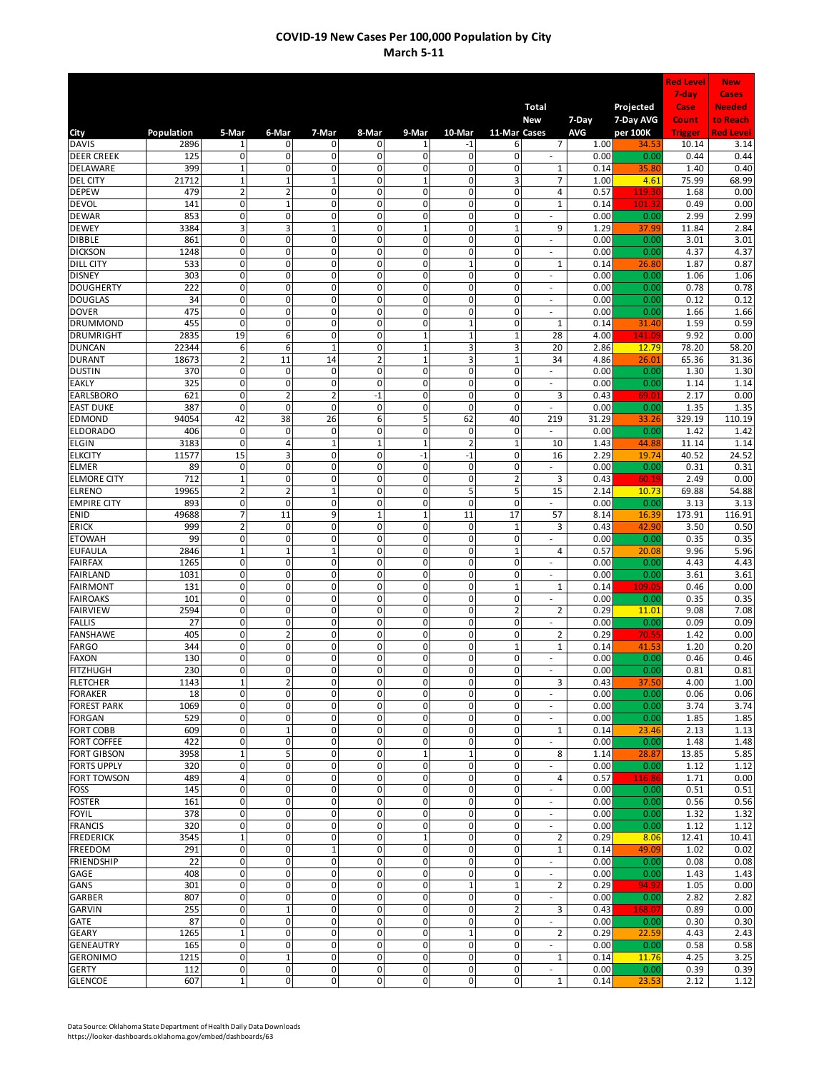# COVID-19 New Cases Per 100,000 Population by City
## March 5-11

| City | Population | 5-Mar | 6-Mar | 7-Mar | 8-Mar | 9-Mar | 10-Mar | 11-Mar | Total New Cases | 7-Day AVG | Projected 7-Day AVG per 100K | Red Level 7-day Case Count Trigger | New Cases Needed to Reach Red Level |
|---|---|---|---|---|---|---|---|---|---|---|---|---|---|
| DAVIS | 2896 | 1 | 0 | 0 | 0 | 1 | -1 | 6 | 7 | 1.00 | 34.53 | 10.14 | 3.14 |
| DEER CREEK | 125 | 0 | 0 | 0 | 0 | 0 | 0 | 0 | - | 0.00 | 0.00 | 0.44 | 0.44 |
| DELAWARE | 399 | 1 | 0 | 0 | 0 | 0 | 0 | 0 | 1 | 0.14 | 35.80 | 1.40 | 0.40 |
| DEL CITY | 21712 | 1 | 1 | 1 | 0 | 1 | 0 | 3 | 7 | 1.00 | 4.61 | 75.99 | 68.99 |
| DEPEW | 479 | 2 | 2 | 0 | 0 | 0 | 0 | 0 | 4 | 0.57 | 119.30 | 1.68 | 0.00 |
| DEVOL | 141 | 0 | 1 | 0 | 0 | 0 | 0 | 0 | 1 | 0.14 | 101.32 | 0.49 | 0.00 |
| DEWAR | 853 | 0 | 0 | 0 | 0 | 0 | 0 | 0 | - | 0.00 | 0.00 | 2.99 | 2.99 |
| DEWEY | 3384 | 3 | 3 | 1 | 0 | 1 | 0 | 1 | 9 | 1.29 | 37.99 | 11.84 | 2.84 |
| DIBBLE | 861 | 0 | 0 | 0 | 0 | 0 | 0 | 0 | - | 0.00 | 0.00 | 3.01 | 3.01 |
| DICKSON | 1248 | 0 | 0 | 0 | 0 | 0 | 0 | 0 | - | 0.00 | 0.00 | 4.37 | 4.37 |
| DILL CITY | 533 | 0 | 0 | 0 | 0 | 0 | 1 | 0 | 1 | 0.14 | 26.80 | 1.87 | 0.87 |
| DISNEY | 303 | 0 | 0 | 0 | 0 | 0 | 0 | 0 | - | 0.00 | 0.00 | 1.06 | 1.06 |
| DOUGHERTY | 222 | 0 | 0 | 0 | 0 | 0 | 0 | 0 | - | 0.00 | 0.00 | 0.78 | 0.78 |
| DOUGLAS | 34 | 0 | 0 | 0 | 0 | 0 | 0 | 0 | - | 0.00 | 0.00 | 0.12 | 0.12 |
| DOVER | 475 | 0 | 0 | 0 | 0 | 0 | 0 | 0 | - | 0.00 | 0.00 | 1.66 | 1.66 |
| DRUMMOND | 455 | 0 | 0 | 0 | 0 | 0 | 1 | 0 | 1 | 0.14 | 31.40 | 1.59 | 0.59 |
| DRUMRIGHT | 2835 | 19 | 6 | 0 | 0 | 1 | 1 | 1 | 28 | 4.00 | 141.09 | 9.92 | 0.00 |
| DUNCAN | 22344 | 6 | 6 | 1 | 0 | 1 | 3 | 3 | 20 | 2.86 | 12.79 | 78.20 | 58.20 |
| DURANT | 18673 | 2 | 11 | 14 | 2 | 1 | 3 | 1 | 34 | 4.86 | 26.01 | 65.36 | 31.36 |
| DUSTIN | 370 | 0 | 0 | 0 | 0 | 0 | 0 | 0 | - | 0.00 | 0.00 | 1.30 | 1.30 |
| EAKLY | 325 | 0 | 0 | 0 | 0 | 0 | 0 | 0 | - | 0.00 | 0.00 | 1.14 | 1.14 |
| EARLSBORO | 621 | 0 | 2 | 2 | -1 | 0 | 0 | 0 | 3 | 0.43 | 69.01 | 2.17 | 0.00 |
| EAST DUKE | 387 | 0 | 0 | 0 | 0 | 0 | 0 | 0 | - | 0.00 | 0.00 | 1.35 | 1.35 |
| EDMOND | 94054 | 42 | 38 | 26 | 6 | 5 | 62 | 40 | 219 | 31.29 | 33.26 | 329.19 | 110.19 |
| ELDORADO | 406 | 0 | 0 | 0 | 0 | 0 | 0 | 0 | - | 0.00 | 0.00 | 1.42 | 1.42 |
| ELGIN | 3183 | 0 | 4 | 1 | 1 | 1 | 2 | 1 | 10 | 1.43 | 44.88 | 11.14 | 1.14 |
| ELKCITY | 11577 | 15 | 3 | 0 | 0 | -1 | -1 | 0 | 16 | 2.29 | 19.74 | 40.52 | 24.52 |
| ELMER | 89 | 0 | 0 | 0 | 0 | 0 | 0 | 0 | - | 0.00 | 0.00 | 0.31 | 0.31 |
| ELMORE CITY | 712 | 1 | 0 | 0 | 0 | 0 | 0 | 2 | 3 | 0.43 | 60.19 | 2.49 | 0.00 |
| ELRENO | 19965 | 2 | 2 | 1 | 0 | 0 | 5 | 5 | 15 | 2.14 | 10.73 | 69.88 | 54.88 |
| EMPIRE CITY | 893 | 0 | 0 | 0 | 0 | 0 | 0 | 0 | - | 0.00 | 0.00 | 3.13 | 3.13 |
| ENID | 49688 | 7 | 11 | 9 | 1 | 1 | 11 | 17 | 57 | 8.14 | 16.39 | 173.91 | 116.91 |
| ERICK | 999 | 2 | 0 | 0 | 0 | 0 | 0 | 1 | 3 | 0.43 | 42.90 | 3.50 | 0.50 |
| ETOWAH | 99 | 0 | 0 | 0 | 0 | 0 | 0 | 0 | - | 0.00 | 0.00 | 0.35 | 0.35 |
| EUFAULA | 2846 | 1 | 1 | 1 | 0 | 0 | 0 | 1 | 4 | 0.57 | 20.08 | 9.96 | 5.96 |
| FAIRFAX | 1265 | 0 | 0 | 0 | 0 | 0 | 0 | 0 | - | 0.00 | 0.00 | 4.43 | 4.43 |
| FAIRLAND | 1031 | 0 | 0 | 0 | 0 | 0 | 0 | 0 | - | 0.00 | 0.00 | 3.61 | 3.61 |
| FAIRMONT | 131 | 0 | 0 | 0 | 0 | 0 | 0 | 1 | 1 | 0.14 | 109.05 | 0.46 | 0.00 |
| FAIROAKS | 101 | 0 | 0 | 0 | 0 | 0 | 0 | 0 | - | 0.00 | 0.00 | 0.35 | 0.35 |
| FAIRVIEW | 2594 | 0 | 0 | 0 | 0 | 0 | 0 | 2 | 2 | 0.29 | 11.01 | 9.08 | 7.08 |
| FALLIS | 27 | 0 | 0 | 0 | 0 | 0 | 0 | 0 | - | 0.00 | 0.00 | 0.09 | 0.09 |
| FANSHAWE | 405 | 0 | 2 | 0 | 0 | 0 | 0 | 0 | 2 | 0.29 | 70.55 | 1.42 | 0.00 |
| FARGO | 344 | 0 | 0 | 0 | 0 | 0 | 0 | 1 | 1 | 0.14 | 41.53 | 1.20 | 0.20 |
| FAXON | 130 | 0 | 0 | 0 | 0 | 0 | 0 | 0 | - | 0.00 | 0.00 | 0.46 | 0.46 |
| FITZHUGH | 230 | 0 | 0 | 0 | 0 | 0 | 0 | 0 | - | 0.00 | 0.00 | 0.81 | 0.81 |
| FLETCHER | 1143 | 1 | 2 | 0 | 0 | 0 | 0 | 0 | 3 | 0.43 | 37.50 | 4.00 | 1.00 |
| FORAKER | 18 | 0 | 0 | 0 | 0 | 0 | 0 | 0 | - | 0.00 | 0.00 | 0.06 | 0.06 |
| FOREST PARK | 1069 | 0 | 0 | 0 | 0 | 0 | 0 | 0 | - | 0.00 | 0.00 | 3.74 | 3.74 |
| FORGAN | 529 | 0 | 0 | 0 | 0 | 0 | 0 | 0 | - | 0.00 | 0.00 | 1.85 | 1.85 |
| FORT COBB | 609 | 0 | 1 | 0 | 0 | 0 | 0 | 0 | 1 | 0.14 | 23.46 | 2.13 | 1.13 |
| FORT COFFEE | 422 | 0 | 0 | 0 | 0 | 0 | 0 | 0 | - | 0.00 | 0.00 | 1.48 | 1.48 |
| FORT GIBSON | 3958 | 1 | 5 | 0 | 0 | 1 | 1 | 0 | 8 | 1.14 | 28.87 | 13.85 | 5.85 |
| FORTS UPPLY | 320 | 0 | 0 | 0 | 0 | 0 | 0 | 0 | - | 0.00 | 0.00 | 1.12 | 1.12 |
| FORT TOWSON | 489 | 4 | 0 | 0 | 0 | 0 | 0 | 0 | 4 | 0.57 | 116.86 | 1.71 | 0.00 |
| FOSS | 145 | 0 | 0 | 0 | 0 | 0 | 0 | 0 | - | 0.00 | 0.00 | 0.51 | 0.51 |
| FOSTER | 161 | 0 | 0 | 0 | 0 | 0 | 0 | 0 | - | 0.00 | 0.00 | 0.56 | 0.56 |
| FOYIL | 378 | 0 | 0 | 0 | 0 | 0 | 0 | 0 | - | 0.00 | 0.00 | 1.32 | 1.32 |
| FRANCIS | 320 | 0 | 0 | 0 | 0 | 0 | 0 | 0 | - | 0.00 | 0.00 | 1.12 | 1.12 |
| FREDERICK | 3545 | 1 | 0 | 0 | 0 | 1 | 0 | 0 | 2 | 0.29 | 8.06 | 12.41 | 10.41 |
| FREEDOM | 291 | 0 | 0 | 1 | 0 | 0 | 0 | 0 | 1 | 0.14 | 49.09 | 1.02 | 0.02 |
| FRIENDSHIP | 22 | 0 | 0 | 0 | 0 | 0 | 0 | 0 | - | 0.00 | 0.00 | 0.08 | 0.08 |
| GAGE | 408 | 0 | 0 | 0 | 0 | 0 | 0 | 0 | - | 0.00 | 0.00 | 1.43 | 1.43 |
| GANS | 301 | 0 | 0 | 0 | 0 | 0 | 1 | 1 | 2 | 0.29 | 94.92 | 1.05 | 0.00 |
| GARBER | 807 | 0 | 0 | 0 | 0 | 0 | 0 | 0 | - | 0.00 | 0.00 | 2.82 | 2.82 |
| GARVIN | 255 | 0 | 1 | 0 | 0 | 0 | 0 | 2 | 3 | 0.43 | 168.07 | 0.89 | 0.00 |
| GATE | 87 | 0 | 0 | 0 | 0 | 0 | 0 | 0 | - | 0.00 | 0.00 | 0.30 | 0.30 |
| GEARY | 1265 | 1 | 0 | 0 | 0 | 0 | 1 | 0 | 2 | 0.29 | 22.59 | 4.43 | 2.43 |
| GENEAUTRY | 165 | 0 | 0 | 0 | 0 | 0 | 0 | 0 | - | 0.00 | 0.00 | 0.58 | 0.58 |
| GERONIMO | 1215 | 0 | 1 | 0 | 0 | 0 | 0 | 0 | 1 | 0.14 | 11.76 | 4.25 | 3.25 |
| GERTY | 112 | 0 | 0 | 0 | 0 | 0 | 0 | 0 | - | 0.00 | 0.00 | 0.39 | 0.39 |
| GLENCOE | 607 | 1 | 0 | 0 | 0 | 0 | 0 | 0 | 1 | 0.14 | 23.53 | 2.12 | 1.12 |

Data Source: Oklahoma State Department of Health Daily Data Downloads
https://looker-dashboards.oklahoma.gov/embed/dashboards/63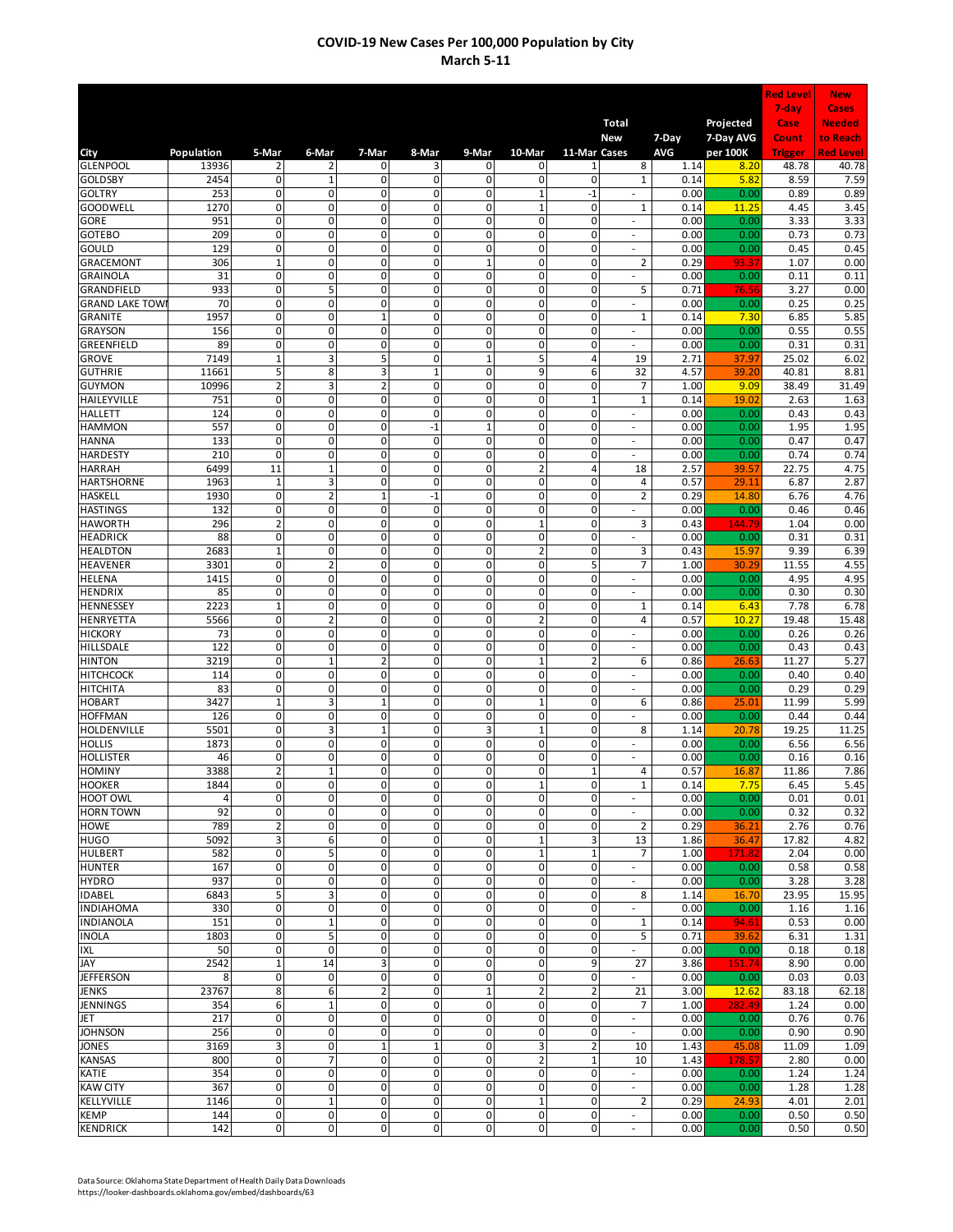# COVID-19 New Cases Per 100,000 Population by City
## March 5-11

| City | Population | 5-Mar | 6-Mar | 7-Mar | 8-Mar | 9-Mar | 10-Mar | 11-Mar | Total New Cases | 7-Day AVG | Projected 7-Day AVG per 100K | Red Level 7-day Case Count Trigger | New Cases Needed to Reach Red Level |
|---|---|---|---|---|---|---|---|---|---|---|---|---|---|
| GLENPOOL | 13936 | 2 | 2 | 0 | 3 | 0 | 0 | 1 | 8 | 1.14 | 8.20 | 48.78 | 40.78 |
| GOLDSBY | 2454 | 0 | 1 | 0 | 0 | 0 | 0 | 0 | 1 | 0.14 | 5.82 | 8.59 | 7.59 |
| GOLTRY | 253 | 0 | 0 | 0 | 0 | 0 | 1 | -1 | - | 0.00 | 0.00 | 0.89 | 0.89 |
| GOODWELL | 1270 | 0 | 0 | 0 | 0 | 0 | 1 | 0 | 1 | 0.14 | 11.25 | 4.45 | 3.45 |
| GORE | 951 | 0 | 0 | 0 | 0 | 0 | 0 | 0 | - | 0.00 | 0.00 | 3.33 | 3.33 |
| GOTEBO | 209 | 0 | 0 | 0 | 0 | 0 | 0 | 0 | - | 0.00 | 0.00 | 0.73 | 0.73 |
| GOULD | 129 | 0 | 0 | 0 | 0 | 0 | 0 | 0 | - | 0.00 | 0.00 | 0.45 | 0.45 |
| GRACEMONT | 306 | 1 | 0 | 0 | 0 | 1 | 0 | 0 | 2 | 0.29 | 93.37 | 1.07 | 0.00 |
| GRAINOLA | 31 | 0 | 0 | 0 | 0 | 0 | 0 | 0 | - | 0.00 | 0.00 | 0.11 | 0.11 |
| GRANDFIELD | 933 | 0 | 5 | 0 | 0 | 0 | 0 | 0 | 5 | 0.71 | 76.56 | 3.27 | 0.00 |
| GRAND LAKE TOWI | 70 | 0 | 0 | 0 | 0 | 0 | 0 | 0 | - | 0.00 | 0.00 | 0.25 | 0.25 |
| GRANITE | 1957 | 0 | 0 | 1 | 0 | 0 | 0 | 0 | 1 | 0.14 | 7.30 | 6.85 | 5.85 |
| GRAYSON | 156 | 0 | 0 | 0 | 0 | 0 | 0 | 0 | - | 0.00 | 0.00 | 0.55 | 0.55 |
| GREENFIELD | 89 | 0 | 0 | 0 | 0 | 0 | 0 | 0 | - | 0.00 | 0.00 | 0.31 | 0.31 |
| GROVE | 7149 | 1 | 3 | 5 | 0 | 1 | 5 | 4 | 19 | 2.71 | 37.97 | 25.02 | 6.02 |
| GUTHRIE | 11661 | 5 | 8 | 3 | 1 | 0 | 9 | 6 | 32 | 4.57 | 39.20 | 40.81 | 8.81 |
| GUYMON | 10996 | 2 | 3 | 2 | 0 | 0 | 0 | 0 | 7 | 1.00 | 9.09 | 38.49 | 31.49 |
| HAILEYVILLE | 751 | 0 | 0 | 0 | 0 | 0 | 0 | 1 | 1 | 0.14 | 19.02 | 2.63 | 1.63 |
| HALLETT | 124 | 0 | 0 | 0 | 0 | 0 | 0 | 0 | - | 0.00 | 0.00 | 0.43 | 0.43 |
| HAMMON | 557 | 0 | 0 | 0 | -1 | 1 | 0 | 0 | - | 0.00 | 0.00 | 1.95 | 1.95 |
| HANNA | 133 | 0 | 0 | 0 | 0 | 0 | 0 | 0 | - | 0.00 | 0.00 | 0.47 | 0.47 |
| HARDESTY | 210 | 0 | 0 | 0 | 0 | 0 | 0 | 0 | - | 0.00 | 0.00 | 0.74 | 0.74 |
| HARRAH | 6499 | 11 | 1 | 0 | 0 | 0 | 2 | 4 | 18 | 2.57 | 39.57 | 22.75 | 4.75 |
| HARTSHORNE | 1963 | 1 | 3 | 0 | 0 | 0 | 0 | 0 | 4 | 0.57 | 29.11 | 6.87 | 2.87 |
| HASKELL | 1930 | 0 | 2 | 1 | -1 | 0 | 0 | 0 | 2 | 0.29 | 14.80 | 6.76 | 4.76 |
| HASTINGS | 132 | 0 | 0 | 0 | 0 | 0 | 0 | 0 | - | 0.00 | 0.00 | 0.46 | 0.46 |
| HAWORTH | 296 | 2 | 0 | 0 | 0 | 0 | 1 | 0 | 3 | 0.43 | 144.79 | 1.04 | 0.00 |
| HEADRICK | 88 | 0 | 0 | 0 | 0 | 0 | 0 | 0 | - | 0.00 | 0.00 | 0.31 | 0.31 |
| HEALDTON | 2683 | 1 | 0 | 0 | 0 | 0 | 2 | 0 | 3 | 0.43 | 15.97 | 9.39 | 6.39 |
| HEAVENER | 3301 | 0 | 2 | 0 | 0 | 0 | 0 | 5 | 7 | 1.00 | 30.29 | 11.55 | 4.55 |
| HELENA | 1415 | 0 | 0 | 0 | 0 | 0 | 0 | 0 | - | 0.00 | 0.00 | 4.95 | 4.95 |
| HENDRIX | 85 | 0 | 0 | 0 | 0 | 0 | 0 | 0 | - | 0.00 | 0.00 | 0.30 | 0.30 |
| HENNESSEY | 2223 | 1 | 0 | 0 | 0 | 0 | 0 | 0 | 1 | 0.14 | 6.43 | 7.78 | 6.78 |
| HENRYETTA | 5566 | 0 | 2 | 0 | 0 | 0 | 2 | 0 | 4 | 0.57 | 10.27 | 19.48 | 15.48 |
| HICKORY | 73 | 0 | 0 | 0 | 0 | 0 | 0 | 0 | - | 0.00 | 0.00 | 0.26 | 0.26 |
| HILLSDALE | 122 | 0 | 0 | 0 | 0 | 0 | 0 | 0 | - | 0.00 | 0.00 | 0.43 | 0.43 |
| HINTON | 3219 | 0 | 1 | 2 | 0 | 0 | 1 | 2 | 6 | 0.86 | 26.63 | 11.27 | 5.27 |
| HITCHCOCK | 114 | 0 | 0 | 0 | 0 | 0 | 0 | 0 | - | 0.00 | 0.00 | 0.40 | 0.40 |
| HITCHITA | 83 | 0 | 0 | 0 | 0 | 0 | 0 | 0 | - | 0.00 | 0.00 | 0.29 | 0.29 |
| HOBART | 3427 | 1 | 3 | 1 | 0 | 0 | 1 | 0 | 6 | 0.86 | 25.01 | 11.99 | 5.99 |
| HOFFMAN | 126 | 0 | 0 | 0 | 0 | 0 | 0 | 0 | - | 0.00 | 0.00 | 0.44 | 0.44 |
| HOLDENVILLE | 5501 | 0 | 3 | 1 | 0 | 3 | 1 | 0 | 8 | 1.14 | 20.78 | 19.25 | 11.25 |
| HOLLIS | 1873 | 0 | 0 | 0 | 0 | 0 | 0 | 0 | - | 0.00 | 0.00 | 6.56 | 6.56 |
| HOLLISTER | 46 | 0 | 0 | 0 | 0 | 0 | 0 | 0 | - | 0.00 | 0.00 | 0.16 | 0.16 |
| HOMINY | 3388 | 2 | 1 | 0 | 0 | 0 | 0 | 1 | 4 | 0.57 | 16.87 | 11.86 | 7.86 |
| HOOKER | 1844 | 0 | 0 | 0 | 0 | 0 | 1 | 0 | 1 | 0.14 | 7.75 | 6.45 | 5.45 |
| HOOT OWL | 4 | 0 | 0 | 0 | 0 | 0 | 0 | 0 | - | 0.00 | 0.00 | 0.01 | 0.01 |
| HORN TOWN | 92 | 0 | 0 | 0 | 0 | 0 | 0 | 0 | - | 0.00 | 0.00 | 0.32 | 0.32 |
| HOWE | 789 | 2 | 0 | 0 | 0 | 0 | 0 | 0 | 2 | 0.29 | 36.21 | 2.76 | 0.76 |
| HUGO | 5092 | 3 | 6 | 0 | 0 | 0 | 1 | 3 | 13 | 1.86 | 36.47 | 17.82 | 4.82 |
| HULBERT | 582 | 0 | 5 | 0 | 0 | 0 | 1 | 1 | 7 | 1.00 | 171.82 | 2.04 | 0.00 |
| HUNTER | 167 | 0 | 0 | 0 | 0 | 0 | 0 | 0 | - | 0.00 | 0.00 | 0.58 | 0.58 |
| HYDRO | 937 | 0 | 0 | 0 | 0 | 0 | 0 | 0 | - | 0.00 | 0.00 | 3.28 | 3.28 |
| IDABEL | 6843 | 5 | 3 | 0 | 0 | 0 | 0 | 0 | 8 | 1.14 | 16.70 | 23.95 | 15.95 |
| INDIAHOMA | 330 | 0 | 0 | 0 | 0 | 0 | 0 | 0 | - | 0.00 | 0.00 | 1.16 | 1.16 |
| INDIANOLA | 151 | 0 | 1 | 0 | 0 | 0 | 0 | 0 | 1 | 0.14 | 94.61 | 0.53 | 0.00 |
| INOLA | 1803 | 0 | 5 | 0 | 0 | 0 | 0 | 0 | 5 | 0.71 | 39.62 | 6.31 | 1.31 |
| IXL | 50 | 0 | 0 | 0 | 0 | 0 | 0 | 0 | - | 0.00 | 0.00 | 0.18 | 0.18 |
| JAY | 2542 | 1 | 14 | 3 | 0 | 0 | 0 | 9 | 27 | 3.86 | 151.74 | 8.90 | 0.00 |
| JEFFERSON | 8 | 0 | 0 | 0 | 0 | 0 | 0 | 0 | - | 0.00 | 0.00 | 0.03 | 0.03 |
| JENKS | 23767 | 8 | 6 | 2 | 0 | 1 | 2 | 2 | 21 | 3.00 | 12.62 | 83.18 | 62.18 |
| JENNINGS | 354 | 6 | 1 | 0 | 0 | 0 | 0 | 0 | 7 | 1.00 | 282.49 | 1.24 | 0.00 |
| JET | 217 | 0 | 0 | 0 | 0 | 0 | 0 | 0 | - | 0.00 | 0.00 | 0.76 | 0.76 |
| JOHNSON | 256 | 0 | 0 | 0 | 0 | 0 | 0 | 0 | - | 0.00 | 0.00 | 0.90 | 0.90 |
| JONES | 3169 | 3 | 0 | 1 | 1 | 0 | 3 | 2 | 10 | 1.43 | 45.08 | 11.09 | 1.09 |
| KANSAS | 800 | 0 | 7 | 0 | 0 | 0 | 2 | 1 | 10 | 1.43 | 178.57 | 2.80 | 0.00 |
| KATIE | 354 | 0 | 0 | 0 | 0 | 0 | 0 | 0 | - | 0.00 | 0.00 | 1.24 | 1.24 |
| KAW CITY | 367 | 0 | 0 | 0 | 0 | 0 | 0 | 0 | - | 0.00 | 0.00 | 1.28 | 1.28 |
| KELLYVILLE | 1146 | 0 | 1 | 0 | 0 | 0 | 1 | 0 | 2 | 0.29 | 24.93 | 4.01 | 2.01 |
| KEMP | 144 | 0 | 0 | 0 | 0 | 0 | 0 | 0 | - | 0.00 | 0.00 | 0.50 | 0.50 |
| KENDRICK | 142 | 0 | 0 | 0 | 0 | 0 | 0 | 0 | - | 0.00 | 0.00 | 0.50 | 0.50 |

Data Source: Oklahoma State Department of Health Daily Data Downloads
https://looker-dashboards.oklahoma.gov/embed/dashboards/63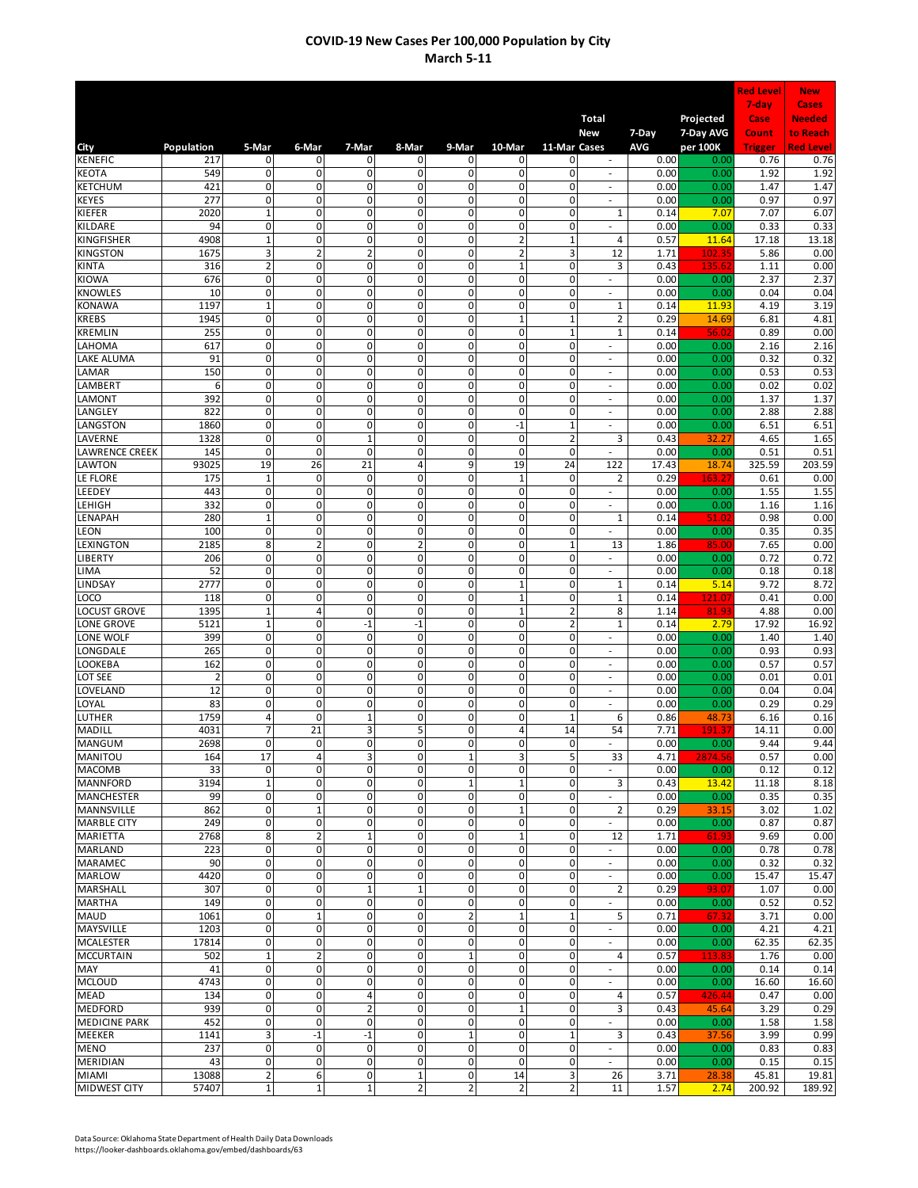# COVID-19 New Cases Per 100,000 Population by City

## March 5-11

| City | Population | 5-Mar | 6-Mar | 7-Mar | 8-Mar | 9-Mar | 10-Mar | 11-Mar | Total New Cases | 7-Day AVG | Projected 7-Day AVG per 100K | Red Level 7-day Case Count Trigger | New Cases Needed to Reach Red Level |
|---|---|---|---|---|---|---|---|---|---|---|---|---|---|
| KENEFIC | 217 | 0 | 0 | 0 | 0 | 0 | 0 | 0 | - | 0.00 | 0.00 | 0.76 | 0.76 |
| KEOTA | 549 | 0 | 0 | 0 | 0 | 0 | 0 | 0 | - | 0.00 | 0.00 | 1.92 | 1.92 |
| KETCHUM | 421 | 0 | 0 | 0 | 0 | 0 | 0 | 0 | - | 0.00 | 0.00 | 1.47 | 1.47 |
| KEYES | 277 | 0 | 0 | 0 | 0 | 0 | 0 | 0 | - | 0.00 | 0.00 | 0.97 | 0.97 |
| KIEFER | 2020 | 1 | 0 | 0 | 0 | 0 | 0 | 0 | 1 | 0.14 | 7.07 | 7.07 | 6.07 |
| KILDARE | 94 | 0 | 0 | 0 | 0 | 0 | 0 | 0 | - | 0.00 | 0.00 | 0.33 | 0.33 |
| KINGFISHER | 4908 | 1 | 0 | 0 | 0 | 0 | 2 | 1 | 4 | 0.57 | 11.64 | 17.18 | 13.18 |
| KINGSTON | 1675 | 3 | 2 | 2 | 0 | 0 | 2 | 3 | 12 | 1.71 | 102.35 | 5.86 | 0.00 |
| KINTA | 316 | 2 | 0 | 0 | 0 | 0 | 1 | 0 | 3 | 0.43 | 135.62 | 1.11 | 0.00 |
| KIOWA | 676 | 0 | 0 | 0 | 0 | 0 | 0 | 0 | - | 0.00 | 0.00 | 2.37 | 2.37 |
| KNOWLES | 10 | 0 | 0 | 0 | 0 | 0 | 0 | 0 | - | 0.00 | 0.00 | 0.04 | 0.04 |
| KONAWA | 1197 | 1 | 0 | 0 | 0 | 0 | 0 | 0 | 1 | 0.14 | 11.93 | 4.19 | 3.19 |
| KREBS | 1945 | 0 | 0 | 0 | 0 | 0 | 1 | 1 | 2 | 0.29 | 14.69 | 6.81 | 4.81 |
| KREMLIN | 255 | 0 | 0 | 0 | 0 | 0 | 0 | 1 | 1 | 0.14 | 56.02 | 0.89 | 0.00 |
| LAHOMA | 617 | 0 | 0 | 0 | 0 | 0 | 0 | 0 | - | 0.00 | 0.00 | 2.16 | 2.16 |
| LAKE ALUMA | 91 | 0 | 0 | 0 | 0 | 0 | 0 | 0 | - | 0.00 | 0.00 | 0.32 | 0.32 |
| LAMAR | 150 | 0 | 0 | 0 | 0 | 0 | 0 | 0 | - | 0.00 | 0.00 | 0.53 | 0.53 |
| LAMBERT | 6 | 0 | 0 | 0 | 0 | 0 | 0 | 0 | - | 0.00 | 0.00 | 0.02 | 0.02 |
| LAMONT | 392 | 0 | 0 | 0 | 0 | 0 | 0 | 0 | - | 0.00 | 0.00 | 1.37 | 1.37 |
| LANGLEY | 822 | 0 | 0 | 0 | 0 | 0 | 0 | 0 | - | 0.00 | 0.00 | 2.88 | 2.88 |
| LANGSTON | 1860 | 0 | 0 | 0 | 0 | 0 | -1 | 1 | - | 0.00 | 0.00 | 6.51 | 6.51 |
| LAVERNE | 1328 | 0 | 0 | 1 | 0 | 0 | 0 | 2 | 3 | 0.43 | 32.27 | 4.65 | 1.65 |
| LAWRENCE CREEK | 145 | 0 | 0 | 0 | 0 | 0 | 0 | 0 | - | 0.00 | 0.00 | 0.51 | 0.51 |
| LAWTON | 93025 | 19 | 26 | 21 | 4 | 9 | 19 | 24 | 122 | 17.43 | 18.74 | 325.59 | 203.59 |
| LE FLORE | 175 | 1 | 0 | 0 | 0 | 0 | 1 | 0 | 2 | 0.29 | 163.27 | 0.61 | 0.00 |
| LEEDEY | 443 | 0 | 0 | 0 | 0 | 0 | 0 | 0 | - | 0.00 | 0.00 | 1.55 | 1.55 |
| LEHIGH | 332 | 0 | 0 | 0 | 0 | 0 | 0 | 0 | - | 0.00 | 0.00 | 1.16 | 1.16 |
| LENAPAH | 280 | 1 | 0 | 0 | 0 | 0 | 0 | 0 | 1 | 0.14 | 51.02 | 0.98 | 0.00 |
| LEON | 100 | 0 | 0 | 0 | 0 | 0 | 0 | 0 | - | 0.00 | 0.00 | 0.35 | 0.35 |
| LEXINGTON | 2185 | 8 | 2 | 0 | 2 | 0 | 0 | 1 | 13 | 1.86 | 85.00 | 7.65 | 0.00 |
| LIBERTY | 206 | 0 | 0 | 0 | 0 | 0 | 0 | 0 | - | 0.00 | 0.00 | 0.72 | 0.72 |
| LIMA | 52 | 0 | 0 | 0 | 0 | 0 | 0 | 0 | - | 0.00 | 0.00 | 0.18 | 0.18 |
| LINDSAY | 2777 | 0 | 0 | 0 | 0 | 0 | 1 | 0 | 1 | 0.14 | 5.14 | 9.72 | 8.72 |
| LOCO | 118 | 0 | 0 | 0 | 0 | 0 | 1 | 0 | 1 | 0.14 | 121.07 | 0.41 | 0.00 |
| LOCUST GROVE | 1395 | 1 | 4 | 0 | 0 | 0 | 1 | 2 | 8 | 1.14 | 81.93 | 4.88 | 0.00 |
| LONE GROVE | 5121 | 1 | 0 | -1 | -1 | 0 | 0 | 2 | 1 | 0.14 | 2.79 | 17.92 | 16.92 |
| LONE WOLF | 399 | 0 | 0 | 0 | 0 | 0 | 0 | 0 | - | 0.00 | 0.00 | 1.40 | 1.40 |
| LONGDALE | 265 | 0 | 0 | 0 | 0 | 0 | 0 | 0 | - | 0.00 | 0.00 | 0.93 | 0.93 |
| LOOKEBA | 162 | 0 | 0 | 0 | 0 | 0 | 0 | 0 | - | 0.00 | 0.00 | 0.57 | 0.57 |
| LOT SEE | 2 | 0 | 0 | 0 | 0 | 0 | 0 | 0 | - | 0.00 | 0.00 | 0.01 | 0.01 |
| LOVELAND | 12 | 0 | 0 | 0 | 0 | 0 | 0 | 0 | - | 0.00 | 0.00 | 0.04 | 0.04 |
| LOYAL | 83 | 0 | 0 | 0 | 0 | 0 | 0 | 0 | - | 0.00 | 0.00 | 0.29 | 0.29 |
| LUTHER | 1759 | 4 | 0 | 1 | 0 | 0 | 0 | 1 | 6 | 0.86 | 48.73 | 6.16 | 0.16 |
| MADILL | 4031 | 7 | 21 | 3 | 5 | 0 | 4 | 14 | 54 | 7.71 | 191.37 | 14.11 | 0.00 |
| MANGUM | 2698 | 0 | 0 | 0 | 0 | 0 | 0 | 0 | - | 0.00 | 0.00 | 9.44 | 9.44 |
| MANITOU | 164 | 17 | 4 | 3 | 0 | 1 | 3 | 5 | 33 | 4.71 | 2874.56 | 0.57 | 0.00 |
| MACOMB | 33 | 0 | 0 | 0 | 0 | 0 | 0 | 0 | - | 0.00 | 0.00 | 0.12 | 0.12 |
| MANNFORD | 3194 | 1 | 0 | 0 | 0 | 1 | 1 | 0 | 3 | 0.43 | 13.42 | 11.18 | 8.18 |
| MANCHESTER | 99 | 0 | 0 | 0 | 0 | 0 | 0 | 0 | - | 0.00 | 0.00 | 0.35 | 0.35 |
| MANNSVILLE | 862 | 0 | 1 | 0 | 0 | 0 | 1 | 0 | 2 | 0.29 | 33.15 | 3.02 | 1.02 |
| MARBLE CITY | 249 | 0 | 0 | 0 | 0 | 0 | 0 | 0 | - | 0.00 | 0.00 | 0.87 | 0.87 |
| MARIETTA | 2768 | 8 | 2 | 1 | 0 | 0 | 1 | 0 | 12 | 1.71 | 61.93 | 9.69 | 0.00 |
| MARLAND | 223 | 0 | 0 | 0 | 0 | 0 | 0 | 0 | - | 0.00 | 0.00 | 0.78 | 0.78 |
| MARAMEC | 90 | 0 | 0 | 0 | 0 | 0 | 0 | 0 | - | 0.00 | 0.00 | 0.32 | 0.32 |
| MARLOW | 4420 | 0 | 0 | 0 | 0 | 0 | 0 | 0 | - | 0.00 | 0.00 | 15.47 | 15.47 |
| MARSHALL | 307 | 0 | 0 | 1 | 1 | 0 | 0 | 0 | 2 | 0.29 | 93.07 | 1.07 | 0.00 |
| MARTHA | 149 | 0 | 0 | 0 | 0 | 0 | 0 | 0 | - | 0.00 | 0.00 | 0.52 | 0.52 |
| MAUD | 1061 | 0 | 1 | 0 | 0 | 2 | 1 | 1 | 5 | 0.71 | 67.32 | 3.71 | 0.00 |
| MAYSVILLE | 1203 | 0 | 0 | 0 | 0 | 0 | 0 | 0 | - | 0.00 | 0.00 | 4.21 | 4.21 |
| MCALESTER | 17814 | 0 | 0 | 0 | 0 | 0 | 0 | 0 | - | 0.00 | 0.00 | 62.35 | 62.35 |
| MCCURTAIN | 502 | 1 | 2 | 0 | 0 | 1 | 0 | 0 | 4 | 0.57 | 113.83 | 1.76 | 0.00 |
| MAY | 41 | 0 | 0 | 0 | 0 | 0 | 0 | 0 | - | 0.00 | 0.00 | 0.14 | 0.14 |
| MCLOUD | 4743 | 0 | 0 | 0 | 0 | 0 | 0 | 0 | - | 0.00 | 0.00 | 16.60 | 16.60 |
| MEAD | 134 | 0 | 0 | 4 | 0 | 0 | 0 | 0 | 4 | 0.57 | 426.44 | 0.47 | 0.00 |
| MEDFORD | 939 | 0 | 0 | 2 | 0 | 0 | 1 | 0 | 3 | 0.43 | 45.64 | 3.29 | 0.29 |
| MEDICINE PARK | 452 | 0 | 0 | 0 | 0 | 0 | 0 | 0 | - | 0.00 | 0.00 | 1.58 | 1.58 |
| MEEKER | 1141 | 3 | -1 | -1 | 0 | 1 | 0 | 1 | 3 | 0.43 | 37.56 | 3.99 | 0.99 |
| MENO | 237 | 0 | 0 | 0 | 0 | 0 | 0 | 0 | - | 0.00 | 0.00 | 0.83 | 0.83 |
| MERIDIAN | 43 | 0 | 0 | 0 | 0 | 0 | 0 | 0 | - | 0.00 | 0.00 | 0.15 | 0.15 |
| MIAMI | 13088 | 2 | 6 | 0 | 1 | 0 | 14 | 3 | 26 | 3.71 | 28.38 | 45.81 | 19.81 |
| MIDWEST CITY | 57407 | 1 | 1 | 1 | 2 | 2 | 2 | 2 | 11 | 1.57 | 2.74 | 200.92 | 189.92 |

Data Source: Oklahoma State Department of Health Daily Data Downloads
https://looker-dashboards.oklahoma.gov/embed/dashboards/63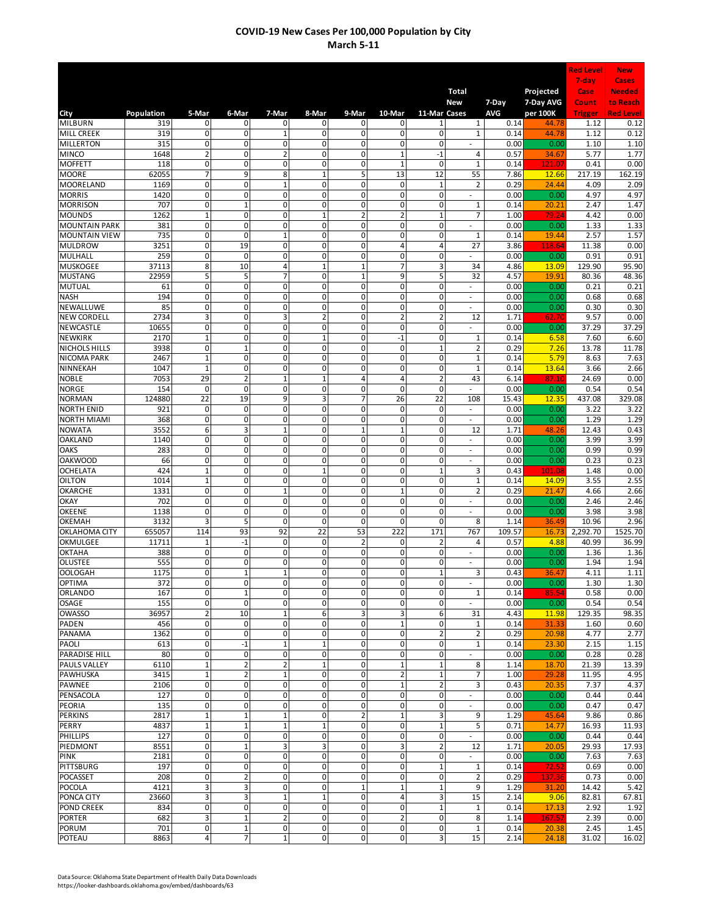# COVID-19 New Cases Per 100,000 Population by City
## March 5-11

| City | Population | 5-Mar | 6-Mar | 7-Mar | 8-Mar | 9-Mar | 10-Mar | 11-Mar | Total New Cases | 7-Day AVG | Projected 7-Day AVG per 100K | Red Level 7-day Case Count Trigger | New Cases Needed to Reach Red Level |
|---|---|---|---|---|---|---|---|---|---|---|---|---|---|
| MILBURN | 319 | 0 | 0 | 0 | 0 | 0 | 0 | 1 | 1 | 0.14 | 44.78 | 1.12 | 0.12 |
| MILL CREEK | 319 | 0 | 0 | 1 | 0 | 0 | 0 | 0 | 1 | 0.14 | 44.78 | 1.12 | 0.12 |
| MILLERTON | 315 | 0 | 0 | 0 | 0 | 0 | 0 | 0 | - | 0.00 | 0.00 | 1.10 | 1.10 |
| MINCO | 1648 | 2 | 0 | 2 | 0 | 0 | 1 | -1 | 4 | 0.57 | 34.67 | 5.77 | 1.77 |
| MOFFETT | 118 | 0 | 0 | 0 | 0 | 0 | 1 | 0 | 1 | 0.14 | 121.07 | 0.41 | 0.00 |
| MOORE | 62055 | 7 | 9 | 8 | 1 | 5 | 13 | 12 | 55 | 7.86 | 12.66 | 217.19 | 162.19 |
| MOORELAND | 1169 | 0 | 0 | 1 | 0 | 0 | 0 | 1 | 2 | 0.29 | 24.44 | 4.09 | 2.09 |
| MORRIS | 1420 | 0 | 0 | 0 | 0 | 0 | 0 | 0 | - | 0.00 | 0.00 | 4.97 | 4.97 |
| MORRISON | 707 | 0 | 1 | 0 | 0 | 0 | 0 | 0 | 1 | 0.14 | 20.21 | 2.47 | 1.47 |
| MOUNDS | 1262 | 1 | 0 | 0 | 1 | 2 | 2 | 1 | 7 | 1.00 | 79.24 | 4.42 | 0.00 |
| MOUNTAIN PARK | 381 | 0 | 0 | 0 | 0 | 0 | 0 | 0 | - | 0.00 | 0.00 | 1.33 | 1.33 |
| MOUNTAIN VIEW | 735 | 0 | 0 | 1 | 0 | 0 | 0 | 0 | 1 | 0.14 | 19.44 | 2.57 | 1.57 |
| MULDROW | 3251 | 0 | 19 | 0 | 0 | 0 | 4 | 4 | 27 | 3.86 | 118.64 | 11.38 | 0.00 |
| MULHALL | 259 | 0 | 0 | 0 | 0 | 0 | 0 | 0 | - | 0.00 | 0.00 | 0.91 | 0.91 |
| MUSKOGEE | 37113 | 8 | 10 | 4 | 1 | 1 | 7 | 3 | 34 | 4.86 | 13.09 | 129.90 | 95.90 |
| MUSTANG | 22959 | 5 | 5 | 7 | 0 | 1 | 9 | 5 | 32 | 4.57 | 19.91 | 80.36 | 48.36 |
| MUTUAL | 61 | 0 | 0 | 0 | 0 | 0 | 0 | 0 | - | 0.00 | 0.00 | 0.21 | 0.21 |
| NASH | 194 | 0 | 0 | 0 | 0 | 0 | 0 | 0 | - | 0.00 | 0.00 | 0.68 | 0.68 |
| NEWALLUWE | 85 | 0 | 0 | 0 | 0 | 0 | 0 | 0 | - | 0.00 | 0.00 | 0.30 | 0.30 |
| NEW CORDELL | 2734 | 3 | 0 | 3 | 2 | 0 | 2 | 2 | 12 | 1.71 | 62.70 | 9.57 | 0.00 |
| NEWCASTLE | 10655 | 0 | 0 | 0 | 0 | 0 | 0 | 0 | - | 0.00 | 0.00 | 37.29 | 37.29 |
| NEWKIRK | 2170 | 1 | 0 | 0 | 1 | 0 | -1 | 0 | 1 | 0.14 | 6.58 | 7.60 | 6.60 |
| NICHOLS HILLS | 3938 | 0 | 1 | 0 | 0 | 0 | 0 | 1 | 2 | 0.29 | 7.26 | 13.78 | 11.78 |
| NICOMA PARK | 2467 | 1 | 0 | 0 | 0 | 0 | 0 | 0 | 1 | 0.14 | 5.79 | 8.63 | 7.63 |
| NINNEKAH | 1047 | 1 | 0 | 0 | 0 | 0 | 0 | 0 | 1 | 0.14 | 13.64 | 3.66 | 2.66 |
| NOBLE | 7053 | 29 | 2 | 1 | 1 | 4 | 4 | 2 | 43 | 6.14 | 87.10 | 24.69 | 0.00 |
| NORGE | 154 | 0 | 0 | 0 | 0 | 0 | 0 | 0 | - | 0.00 | 0.00 | 0.54 | 0.54 |
| NORMAN | 124880 | 22 | 19 | 9 | 3 | 7 | 26 | 22 | 108 | 15.43 | 12.35 | 437.08 | 329.08 |
| NORTH ENID | 921 | 0 | 0 | 0 | 0 | 0 | 0 | 0 | - | 0.00 | 0.00 | 3.22 | 3.22 |
| NORTH MIAMI | 368 | 0 | 0 | 0 | 0 | 0 | 0 | 0 | - | 0.00 | 0.00 | 1.29 | 1.29 |
| NOWATA | 3552 | 6 | 3 | 1 | 0 | 1 | 1 | 0 | 12 | 1.71 | 48.26 | 12.43 | 0.43 |
| OAKLAND | 1140 | 0 | 0 | 0 | 0 | 0 | 0 | 0 | - | 0.00 | 0.00 | 3.99 | 3.99 |
| OAKS | 283 | 0 | 0 | 0 | 0 | 0 | 0 | 0 | - | 0.00 | 0.00 | 0.99 | 0.99 |
| OAKWOOD | 66 | 0 | 0 | 0 | 0 | 0 | 0 | 0 | - | 0.00 | 0.00 | 0.23 | 0.23 |
| OCHELATA | 424 | 1 | 0 | 0 | 1 | 0 | 0 | 1 | 3 | 0.43 | 101.08 | 1.48 | 0.00 |
| OILTON | 1014 | 1 | 0 | 0 | 0 | 0 | 0 | 0 | 1 | 0.14 | 14.09 | 3.55 | 2.55 |
| OKARCHE | 1331 | 0 | 0 | 1 | 0 | 0 | 1 | 0 | 2 | 0.29 | 21.47 | 4.66 | 2.66 |
| OKAY | 702 | 0 | 0 | 0 | 0 | 0 | 0 | 0 | - | 0.00 | 0.00 | 2.46 | 2.46 |
| OKEENE | 1138 | 0 | 0 | 0 | 0 | 0 | 0 | 0 | - | 0.00 | 0.00 | 3.98 | 3.98 |
| OKEMAH | 3132 | 3 | 5 | 0 | 0 | 0 | 0 | 0 | 8 | 1.14 | 36.49 | 10.96 | 2.96 |
| OKLAHOMA CITY | 655057 | 114 | 93 | 92 | 22 | 53 | 222 | 171 | 767 | 109.57 | 16.73 | 2,292.70 | 1525.70 |
| OKMULGEE | 11711 | 1 | -1 | 0 | 0 | 2 | 0 | 2 | 4 | 0.57 | 4.88 | 40.99 | 36.99 |
| OKTAHA | 388 | 0 | 0 | 0 | 0 | 0 | 0 | 0 | - | 0.00 | 0.00 | 1.36 | 1.36 |
| OLUSTEE | 555 | 0 | 0 | 0 | 0 | 0 | 0 | 0 | - | 0.00 | 0.00 | 1.94 | 1.94 |
| OOLOGAH | 1175 | 0 | 1 | 1 | 0 | 0 | 0 | 1 | 3 | 0.43 | 36.47 | 4.11 | 1.11 |
| OPTIMA | 372 | 0 | 0 | 0 | 0 | 0 | 0 | 0 | - | 0.00 | 0.00 | 1.30 | 1.30 |
| ORLANDO | 167 | 0 | 1 | 0 | 0 | 0 | 0 | 0 | 1 | 0.14 | 85.54 | 0.58 | 0.00 |
| OSAGE | 155 | 0 | 0 | 0 | 0 | 0 | 0 | 0 | - | 0.00 | 0.00 | 0.54 | 0.54 |
| OWASSO | 36957 | 2 | 10 | 1 | 6 | 3 | 3 | 6 | 31 | 4.43 | 11.98 | 129.35 | 98.35 |
| PADEN | 456 | 0 | 0 | 0 | 0 | 0 | 1 | 0 | 1 | 0.14 | 31.33 | 1.60 | 0.60 |
| PANAMA | 1362 | 0 | 0 | 0 | 0 | 0 | 0 | 2 | 2 | 0.29 | 20.98 | 4.77 | 2.77 |
| PAOLI | 613 | 0 | -1 | 1 | 1 | 0 | 0 | 0 | 1 | 0.14 | 23.30 | 2.15 | 1.15 |
| PARADISE HILL | 80 | 0 | 0 | 0 | 0 | 0 | 0 | 0 | - | 0.00 | 0.00 | 0.28 | 0.28 |
| PAULS VALLEY | 6110 | 1 | 2 | 2 | 1 | 0 | 1 | 1 | 8 | 1.14 | 18.70 | 21.39 | 13.39 |
| PAWHUSKA | 3415 | 1 | 2 | 1 | 0 | 0 | 2 | 1 | 7 | 1.00 | 29.28 | 11.95 | 4.95 |
| PAWNEE | 2106 | 0 | 0 | 0 | 0 | 0 | 1 | 2 | 3 | 0.43 | 20.35 | 7.37 | 4.37 |
| PENSACOLA | 127 | 0 | 0 | 0 | 0 | 0 | 0 | 0 | - | 0.00 | 0.00 | 0.44 | 0.44 |
| PEORIA | 135 | 0 | 0 | 0 | 0 | 0 | 0 | 0 | - | 0.00 | 0.00 | 0.47 | 0.47 |
| PERKINS | 2817 | 1 | 1 | 1 | 0 | 2 | 1 | 3 | 9 | 1.29 | 45.64 | 9.86 | 0.86 |
| PERRY | 4837 | 1 | 1 | 1 | 1 | 0 | 0 | 1 | 5 | 0.71 | 14.77 | 16.93 | 11.93 |
| PHILLIPS | 127 | 0 | 0 | 0 | 0 | 0 | 0 | 0 | - | 0.00 | 0.00 | 0.44 | 0.44 |
| PIEDMONT | 8551 | 0 | 1 | 3 | 3 | 0 | 3 | 2 | 12 | 1.71 | 20.05 | 29.93 | 17.93 |
| PINK | 2181 | 0 | 0 | 0 | 0 | 0 | 0 | 0 | - | 0.00 | 0.00 | 7.63 | 7.63 |
| PITTSBURG | 197 | 0 | 0 | 0 | 0 | 0 | 0 | 1 | 1 | 0.14 | 72.52 | 0.69 | 0.00 |
| POCASSET | 208 | 0 | 2 | 0 | 0 | 0 | 0 | 0 | 2 | 0.29 | 137.36 | 0.73 | 0.00 |
| POCOLA | 4121 | 3 | 3 | 0 | 0 | 1 | 1 | 1 | 9 | 1.29 | 31.20 | 14.42 | 5.42 |
| PONCA CITY | 23660 | 3 | 3 | 1 | 1 | 0 | 4 | 3 | 15 | 2.14 | 9.06 | 82.81 | 67.81 |
| POND CREEK | 834 | 0 | 0 | 0 | 0 | 0 | 0 | 1 | 1 | 0.14 | 17.13 | 2.92 | 1.92 |
| PORTER | 682 | 3 | 1 | 2 | 0 | 0 | 2 | 0 | 8 | 1.14 | 167.57 | 2.39 | 0.00 |
| PORUM | 701 | 0 | 1 | 0 | 0 | 0 | 0 | 0 | 1 | 0.14 | 20.38 | 2.45 | 1.45 |
| POTEAU | 8863 | 4 | 7 | 1 | 0 | 0 | 0 | 3 | 15 | 2.14 | 24.18 | 31.02 | 16.02 |

Data Source: Oklahoma State Department of Health Daily Data Downloads
https://looker-dashboards.oklahoma.gov/embed/dashboards/63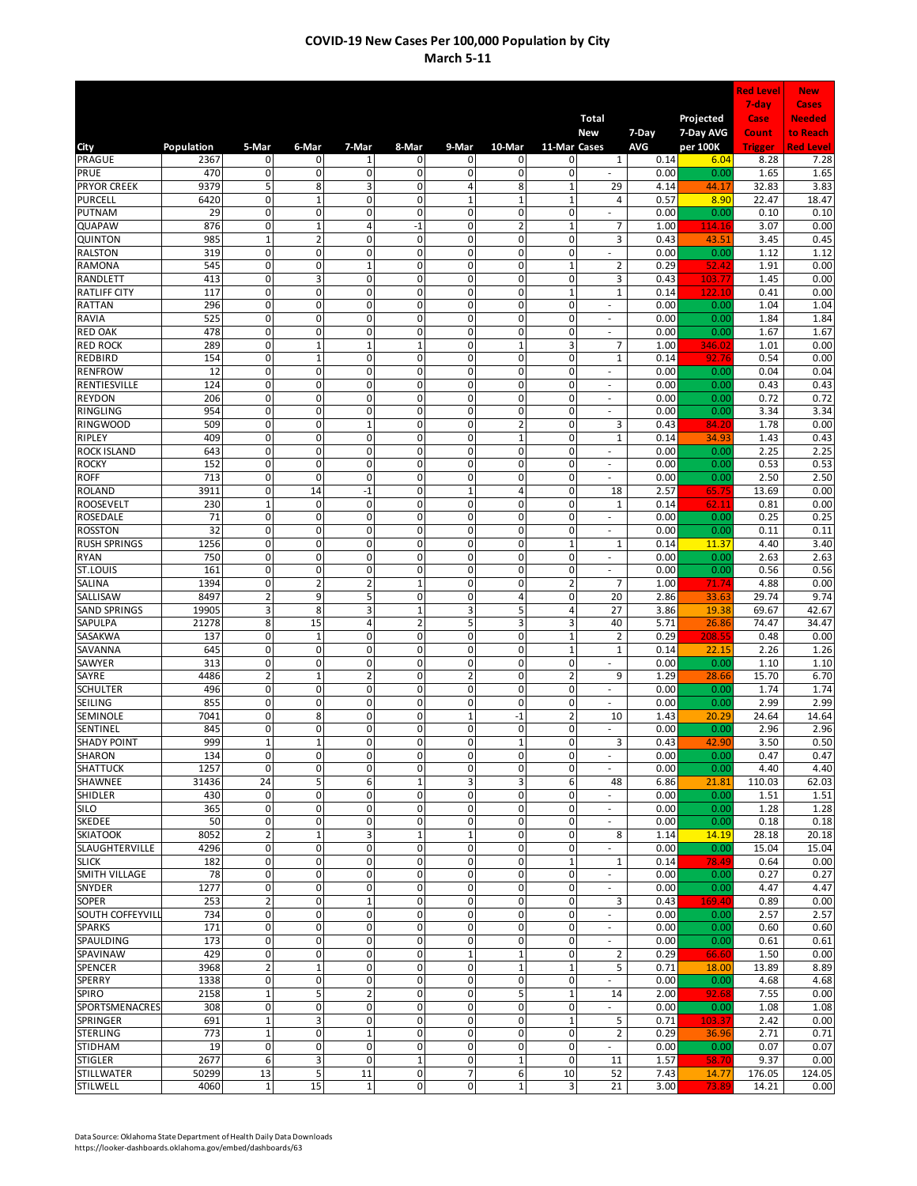# COVID-19 New Cases Per 100,000 Population by City
## March 5-11

| City | Population | 5-Mar | 6-Mar | 7-Mar | 8-Mar | 9-Mar | 10-Mar | 11-Mar | Total New Cases | 7-Day AVG | Projected 7-Day AVG per 100K | Red Level 7-day Case Count Trigger | New Cases Needed to Reach Red Level |
|---|---|---|---|---|---|---|---|---|---|---|---|---|---|
| PRAGUE | 2367 | 0 | 0 | 1 | 0 | 0 | 0 | 0 | 1 | 0.14 | 6.04 | 8.28 | 7.28 |
| PRUE | 470 | 0 | 0 | 0 | 0 | 0 | 0 | 0 | - | 0.00 | 0.00 | 1.65 | 1.65 |
| PRYOR CREEK | 9379 | 5 | 8 | 3 | 0 | 4 | 8 | 1 | 29 | 4.14 | 44.17 | 32.83 | 3.83 |
| PURCELL | 6420 | 0 | 1 | 0 | 0 | 1 | 1 | 1 | 4 | 0.57 | 8.90 | 22.47 | 18.47 |
| PUTNAM | 29 | 0 | 0 | 0 | 0 | 0 | 0 | 0 | - | 0.00 | 0.00 | 0.10 | 0.10 |
| QUAPAW | 876 | 0 | 1 | 4 | -1 | 0 | 2 | 1 | 7 | 1.00 | 114.16 | 3.07 | 0.00 |
| QUINTON | 985 | 1 | 2 | 0 | 0 | 0 | 0 | 0 | 3 | 0.43 | 43.51 | 3.45 | 0.45 |
| RALSTON | 319 | 0 | 0 | 0 | 0 | 0 | 0 | 0 | - | 0.00 | 0.00 | 1.12 | 1.12 |
| RAMONA | 545 | 0 | 0 | 1 | 0 | 0 | 0 | 1 | 2 | 0.29 | 52.42 | 1.91 | 0.00 |
| RANDLETT | 413 | 0 | 3 | 0 | 0 | 0 | 0 | 0 | 3 | 0.43 | 103.77 | 1.45 | 0.00 |
| RATLIFF CITY | 117 | 0 | 0 | 0 | 0 | 0 | 0 | 1 | 1 | 0.14 | 122.10 | 0.41 | 0.00 |
| RATTAN | 296 | 0 | 0 | 0 | 0 | 0 | 0 | 0 | - | 0.00 | 0.00 | 1.04 | 1.04 |
| RAVIA | 525 | 0 | 0 | 0 | 0 | 0 | 0 | 0 | - | 0.00 | 0.00 | 1.84 | 1.84 |
| RED OAK | 478 | 0 | 0 | 0 | 0 | 0 | 0 | 0 | - | 0.00 | 0.00 | 1.67 | 1.67 |
| RED ROCK | 289 | 0 | 1 | 1 | 1 | 0 | 1 | 3 | 7 | 1.00 | 346.02 | 1.01 | 0.00 |
| REDBIRD | 154 | 0 | 1 | 0 | 0 | 0 | 0 | 0 | 1 | 0.14 | 92.76 | 0.54 | 0.00 |
| RENFROW | 12 | 0 | 0 | 0 | 0 | 0 | 0 | 0 | - | 0.00 | 0.00 | 0.04 | 0.04 |
| RENTIESVILLE | 124 | 0 | 0 | 0 | 0 | 0 | 0 | 0 | - | 0.00 | 0.00 | 0.43 | 0.43 |
| REYDON | 206 | 0 | 0 | 0 | 0 | 0 | 0 | 0 | - | 0.00 | 0.00 | 0.72 | 0.72 |
| RINGLING | 954 | 0 | 0 | 0 | 0 | 0 | 0 | 0 | - | 0.00 | 0.00 | 3.34 | 3.34 |
| RINGWOOD | 509 | 0 | 0 | 1 | 0 | 0 | 2 | 0 | 3 | 0.43 | 84.20 | 1.78 | 0.00 |
| RIPLEY | 409 | 0 | 0 | 0 | 0 | 0 | 1 | 0 | 1 | 0.14 | 34.93 | 1.43 | 0.43 |
| ROCK ISLAND | 643 | 0 | 0 | 0 | 0 | 0 | 0 | 0 | - | 0.00 | 0.00 | 2.25 | 2.25 |
| ROCKY | 152 | 0 | 0 | 0 | 0 | 0 | 0 | 0 | - | 0.00 | 0.00 | 0.53 | 0.53 |
| ROFF | 713 | 0 | 0 | 0 | 0 | 0 | 0 | 0 | - | 0.00 | 0.00 | 2.50 | 2.50 |
| ROLAND | 3911 | 0 | 14 | -1 | 0 | 1 | 4 | 0 | 18 | 2.57 | 65.75 | 13.69 | 0.00 |
| ROOSEVELT | 230 | 1 | 0 | 0 | 0 | 0 | 0 | 0 | 1 | 0.14 | 62.11 | 0.81 | 0.00 |
| ROSEDALE | 71 | 0 | 0 | 0 | 0 | 0 | 0 | 0 | - | 0.00 | 0.00 | 0.25 | 0.25 |
| ROSSTON | 32 | 0 | 0 | 0 | 0 | 0 | 0 | 0 | - | 0.00 | 0.00 | 0.11 | 0.11 |
| RUSH SPRINGS | 1256 | 0 | 0 | 0 | 0 | 0 | 0 | 1 | 1 | 0.14 | 11.37 | 4.40 | 3.40 |
| RYAN | 750 | 0 | 0 | 0 | 0 | 0 | 0 | 0 | - | 0.00 | 0.00 | 2.63 | 2.63 |
| ST.LOUIS | 161 | 0 | 0 | 0 | 0 | 0 | 0 | 0 | - | 0.00 | 0.00 | 0.56 | 0.56 |
| SALINA | 1394 | 0 | 2 | 2 | 1 | 0 | 0 | 2 | 7 | 1.00 | 71.74 | 4.88 | 0.00 |
| SALLISAW | 8497 | 2 | 9 | 5 | 0 | 0 | 4 | 0 | 20 | 2.86 | 33.63 | 29.74 | 9.74 |
| SAND SPRINGS | 19905 | 3 | 8 | 3 | 1 | 3 | 5 | 4 | 27 | 3.86 | 19.38 | 69.67 | 42.67 |
| SAPULPA | 21278 | 8 | 15 | 4 | 2 | 5 | 3 | 3 | 40 | 5.71 | 26.86 | 74.47 | 34.47 |
| SASAKWA | 137 | 0 | 1 | 0 | 0 | 0 | 0 | 1 | 2 | 0.29 | 208.55 | 0.48 | 0.00 |
| SAVANNA | 645 | 0 | 0 | 0 | 0 | 0 | 0 | 1 | 1 | 0.14 | 22.15 | 2.26 | 1.26 |
| SAWYER | 313 | 0 | 0 | 0 | 0 | 0 | 0 | 0 | - | 0.00 | 0.00 | 1.10 | 1.10 |
| SAYRE | 4486 | 2 | 1 | 2 | 0 | 2 | 0 | 2 | 9 | 1.29 | 28.66 | 15.70 | 6.70 |
| SCHULTER | 496 | 0 | 0 | 0 | 0 | 0 | 0 | 0 | - | 0.00 | 0.00 | 1.74 | 1.74 |
| SEILING | 855 | 0 | 0 | 0 | 0 | 0 | 0 | 0 | - | 0.00 | 0.00 | 2.99 | 2.99 |
| SEMINOLE | 7041 | 0 | 8 | 0 | 0 | 1 | -1 | 2 | 10 | 1.43 | 20.29 | 24.64 | 14.64 |
| SENTINEL | 845 | 0 | 0 | 0 | 0 | 0 | 0 | 0 | - | 0.00 | 0.00 | 2.96 | 2.96 |
| SHADY POINT | 999 | 1 | 1 | 0 | 0 | 0 | 1 | 0 | 3 | 0.43 | 42.90 | 3.50 | 0.50 |
| SHARON | 134 | 0 | 0 | 0 | 0 | 0 | 0 | 0 | - | 0.00 | 0.00 | 0.47 | 0.47 |
| SHATTUCK | 1257 | 0 | 0 | 0 | 0 | 0 | 0 | 0 | - | 0.00 | 0.00 | 4.40 | 4.40 |
| SHAWNEE | 31436 | 24 | 5 | 6 | 1 | 3 | 3 | 6 | 48 | 6.86 | 21.81 | 110.03 | 62.03 |
| SHIDLER | 430 | 0 | 0 | 0 | 0 | 0 | 0 | 0 | - | 0.00 | 0.00 | 1.51 | 1.51 |
| SILO | 365 | 0 | 0 | 0 | 0 | 0 | 0 | 0 | - | 0.00 | 0.00 | 1.28 | 1.28 |
| SKEDEE | 50 | 0 | 0 | 0 | 0 | 0 | 0 | 0 | - | 0.00 | 0.00 | 0.18 | 0.18 |
| SKIATOOK | 8052 | 2 | 1 | 3 | 1 | 1 | 0 | 0 | 8 | 1.14 | 14.19 | 28.18 | 20.18 |
| SLAUGHTERVILLE | 4296 | 0 | 0 | 0 | 0 | 0 | 0 | 0 | - | 0.00 | 0.00 | 15.04 | 15.04 |
| SLICK | 182 | 0 | 0 | 0 | 0 | 0 | 0 | 1 | 1 | 0.14 | 78.49 | 0.64 | 0.00 |
| SMITH VILLAGE | 78 | 0 | 0 | 0 | 0 | 0 | 0 | 0 | - | 0.00 | 0.00 | 0.27 | 0.27 |
| SNYDER | 1277 | 0 | 0 | 0 | 0 | 0 | 0 | 0 | - | 0.00 | 0.00 | 4.47 | 4.47 |
| SOPER | 253 | 2 | 0 | 1 | 0 | 0 | 0 | 0 | 3 | 0.43 | 169.40 | 0.89 | 0.00 |
| SOUTH COFFEYVILL | 734 | 0 | 0 | 0 | 0 | 0 | 0 | 0 | - | 0.00 | 0.00 | 2.57 | 2.57 |
| SPARKS | 171 | 0 | 0 | 0 | 0 | 0 | 0 | 0 | - | 0.00 | 0.00 | 0.60 | 0.60 |
| SPAULDING | 173 | 0 | 0 | 0 | 0 | 0 | 0 | 0 | - | 0.00 | 0.00 | 0.61 | 0.61 |
| SPAVINAW | 429 | 0 | 0 | 0 | 0 | 1 | 1 | 0 | 2 | 0.29 | 66.60 | 1.50 | 0.00 |
| SPENCER | 3968 | 2 | 1 | 0 | 0 | 0 | 1 | 1 | 5 | 0.71 | 18.00 | 13.89 | 8.89 |
| SPERRY | 1338 | 0 | 0 | 0 | 0 | 0 | 0 | 0 | - | 0.00 | 0.00 | 4.68 | 4.68 |
| SPIRO | 2158 | 1 | 5 | 2 | 0 | 0 | 5 | 1 | 14 | 2.00 | 92.68 | 7.55 | 0.00 |
| SPORTSMENACRES | 308 | 0 | 0 | 0 | 0 | 0 | 0 | 0 | - | 0.00 | 0.00 | 1.08 | 1.08 |
| SPRINGER | 691 | 1 | 3 | 0 | 0 | 0 | 0 | 1 | 5 | 0.71 | 103.37 | 2.42 | 0.00 |
| STERLING | 773 | 1 | 0 | 1 | 0 | 0 | 0 | 0 | 2 | 0.29 | 36.96 | 2.71 | 0.71 |
| STIDHAM | 19 | 0 | 0 | 0 | 0 | 0 | 0 | 0 | - | 0.00 | 0.00 | 0.07 | 0.07 |
| STIGLER | 2677 | 6 | 3 | 0 | 1 | 0 | 1 | 0 | 11 | 1.57 | 58.70 | 9.37 | 0.00 |
| STILLWATER | 50299 | 13 | 5 | 11 | 0 | 7 | 6 | 10 | 52 | 7.43 | 14.77 | 176.05 | 124.05 |
| STILWELL | 4060 | 1 | 15 | 1 | 0 | 0 | 1 | 3 | 21 | 3.00 | 73.89 | 14.21 | 0.00 |

Data Source: Oklahoma State Department of Health Daily Data Downloads
https://looker-dashboards.oklahoma.gov/embed/dashboards/63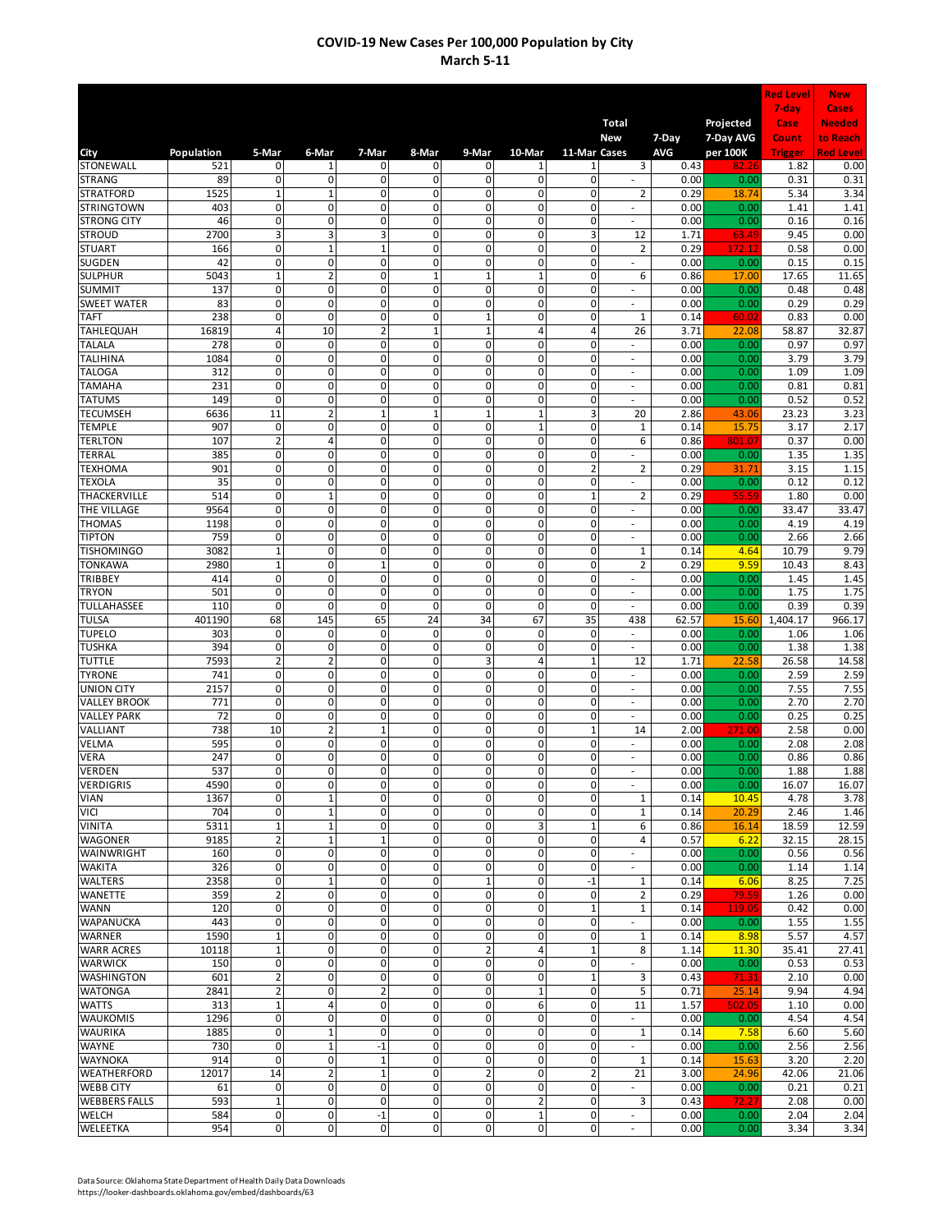# COVID-19 New Cases Per 100,000 Population by City

## March 5-11

| City | Population | 5-Mar | 6-Mar | 7-Mar | 8-Mar | 9-Mar | 10-Mar | 11-Mar | Total New Cases | 7-Day AVG | Projected 7-Day AVG per 100K | Red Level 7-day Case Count Trigger | New Cases Needed to Reach Red Level |
|---|---|---|---|---|---|---|---|---|---|---|---|---|---|
| STONEWALL | 521 | 0 | 1 | 0 | 0 | 0 | 1 | 1 | 3 | 0.43 | 82.26 | 1.82 | 0.00 |
| STRANG | 89 | 0 | 0 | 0 | 0 | 0 | 0 | 0 | - | 0.00 | 0.00 | 0.31 | 0.31 |
| STRATFORD | 1525 | 1 | 1 | 0 | 0 | 0 | 0 | 0 | 2 | 0.29 | 18.74 | 5.34 | 3.34 |
| STRINGTOWN | 403 | 0 | 0 | 0 | 0 | 0 | 0 | 0 | - | 0.00 | 0.00 | 1.41 | 1.41 |
| STRONG CITY | 46 | 0 | 0 | 0 | 0 | 0 | 0 | 0 | - | 0.00 | 0.00 | 0.16 | 0.16 |
| STROUD | 2700 | 3 | 3 | 3 | 0 | 0 | 0 | 3 | 12 | 1.71 | 63.49 | 9.45 | 0.00 |
| STUART | 166 | 0 | 1 | 1 | 0 | 0 | 0 | 0 | 2 | 0.29 | 172.12 | 0.58 | 0.00 |
| SUGDEN | 42 | 0 | 0 | 0 | 0 | 0 | 0 | 0 | - | 0.00 | 0.00 | 0.15 | 0.15 |
| SULPHUR | 5043 | 1 | 2 | 0 | 1 | 1 | 1 | 0 | 6 | 0.86 | 17.00 | 17.65 | 11.65 |
| SUMMIT | 137 | 0 | 0 | 0 | 0 | 0 | 0 | 0 | - | 0.00 | 0.00 | 0.48 | 0.48 |
| SWEET WATER | 83 | 0 | 0 | 0 | 0 | 0 | 0 | 0 | - | 0.00 | 0.00 | 0.29 | 0.29 |
| TAFT | 238 | 0 | 0 | 0 | 0 | 1 | 0 | 0 | 1 | 0.14 | 60.02 | 0.83 | 0.00 |
| TAHLEQUAH | 16819 | 4 | 10 | 2 | 1 | 1 | 4 | 4 | 26 | 3.71 | 22.08 | 58.87 | 32.87 |
| TALALA | 278 | 0 | 0 | 0 | 0 | 0 | 0 | 0 | - | 0.00 | 0.00 | 0.97 | 0.97 |
| TALIHINA | 1084 | 0 | 0 | 0 | 0 | 0 | 0 | 0 | - | 0.00 | 0.00 | 3.79 | 3.79 |
| TALOGA | 312 | 0 | 0 | 0 | 0 | 0 | 0 | 0 | - | 0.00 | 0.00 | 1.09 | 1.09 |
| TAMAHA | 231 | 0 | 0 | 0 | 0 | 0 | 0 | 0 | - | 0.00 | 0.00 | 0.81 | 0.81 |
| TATUMS | 149 | 0 | 0 | 0 | 0 | 0 | 0 | 0 | - | 0.00 | 0.00 | 0.52 | 0.52 |
| TECUMSEH | 6636 | 11 | 2 | 1 | 1 | 1 | 1 | 3 | 20 | 2.86 | 43.06 | 23.23 | 3.23 |
| TEMPLE | 907 | 0 | 0 | 0 | 0 | 0 | 1 | 0 | 1 | 0.14 | 15.75 | 3.17 | 2.17 |
| TERLTON | 107 | 2 | 4 | 0 | 0 | 0 | 0 | 0 | 6 | 0.86 | 801.07 | 0.37 | 0.00 |
| TERRAL | 385 | 0 | 0 | 0 | 0 | 0 | 0 | 0 | - | 0.00 | 0.00 | 1.35 | 1.35 |
| TEXHOMA | 901 | 0 | 0 | 0 | 0 | 0 | 0 | 2 | 2 | 0.29 | 31.71 | 3.15 | 1.15 |
| TEXOLA | 35 | 0 | 0 | 0 | 0 | 0 | 0 | 0 | - | 0.00 | 0.00 | 0.12 | 0.12 |
| THACKERVILLE | 514 | 0 | 1 | 0 | 0 | 0 | 0 | 1 | 2 | 0.29 | 55.59 | 1.80 | 0.00 |
| THE VILLAGE | 9564 | 0 | 0 | 0 | 0 | 0 | 0 | 0 | - | 0.00 | 0.00 | 33.47 | 33.47 |
| THOMAS | 1198 | 0 | 0 | 0 | 0 | 0 | 0 | 0 | - | 0.00 | 0.00 | 4.19 | 4.19 |
| TIPTON | 759 | 0 | 0 | 0 | 0 | 0 | 0 | 0 | - | 0.00 | 0.00 | 2.66 | 2.66 |
| TISHOMINGO | 3082 | 1 | 0 | 0 | 0 | 0 | 0 | 0 | 1 | 0.14 | 4.64 | 10.79 | 9.79 |
| TONKAWA | 2980 | 1 | 0 | 1 | 0 | 0 | 0 | 0 | 2 | 0.29 | 9.59 | 10.43 | 8.43 |
| TRIBBEY | 414 | 0 | 0 | 0 | 0 | 0 | 0 | 0 | - | 0.00 | 0.00 | 1.45 | 1.45 |
| TRYON | 501 | 0 | 0 | 0 | 0 | 0 | 0 | 0 | - | 0.00 | 0.00 | 1.75 | 1.75 |
| TULLAHASSEE | 110 | 0 | 0 | 0 | 0 | 0 | 0 | 0 | - | 0.00 | 0.00 | 0.39 | 0.39 |
| TULSA | 401190 | 68 | 145 | 65 | 24 | 34 | 67 | 35 | 438 | 62.57 | 15.60 | 1,404.17 | 966.17 |
| TUPELO | 303 | 0 | 0 | 0 | 0 | 0 | 0 | 0 | - | 0.00 | 0.00 | 1.06 | 1.06 |
| TUSHKA | 394 | 0 | 0 | 0 | 0 | 0 | 0 | 0 | - | 0.00 | 0.00 | 1.38 | 1.38 |
| TUTTLE | 7593 | 2 | 2 | 0 | 0 | 3 | 4 | 1 | 12 | 1.71 | 22.58 | 26.58 | 14.58 |
| TYRONE | 741 | 0 | 0 | 0 | 0 | 0 | 0 | 0 | - | 0.00 | 0.00 | 2.59 | 2.59 |
| UNION CITY | 2157 | 0 | 0 | 0 | 0 | 0 | 0 | 0 | - | 0.00 | 0.00 | 7.55 | 7.55 |
| VALLEY BROOK | 771 | 0 | 0 | 0 | 0 | 0 | 0 | 0 | - | 0.00 | 0.00 | 2.70 | 2.70 |
| VALLEY PARK | 72 | 0 | 0 | 0 | 0 | 0 | 0 | 0 | - | 0.00 | 0.00 | 0.25 | 0.25 |
| VALLIANT | 738 | 10 | 2 | 1 | 0 | 0 | 0 | 1 | 14 | 2.00 | 271.00 | 2.58 | 0.00 |
| VELMA | 595 | 0 | 0 | 0 | 0 | 0 | 0 | 0 | - | 0.00 | 0.00 | 2.08 | 2.08 |
| VERA | 247 | 0 | 0 | 0 | 0 | 0 | 0 | 0 | - | 0.00 | 0.00 | 0.86 | 0.86 |
| VERDEN | 537 | 0 | 0 | 0 | 0 | 0 | 0 | 0 | - | 0.00 | 0.00 | 1.88 | 1.88 |
| VERDIGRIS | 4590 | 0 | 0 | 0 | 0 | 0 | 0 | 0 | - | 0.00 | 0.00 | 16.07 | 16.07 |
| VIAN | 1367 | 0 | 1 | 0 | 0 | 0 | 0 | 0 | 1 | 0.14 | 10.45 | 4.78 | 3.78 |
| VICI | 704 | 0 | 1 | 0 | 0 | 0 | 0 | 0 | 1 | 0.14 | 20.29 | 2.46 | 1.46 |
| VINITA | 5311 | 1 | 1 | 0 | 0 | 0 | 3 | 1 | 6 | 0.86 | 16.14 | 18.59 | 12.59 |
| WAGONER | 9185 | 2 | 1 | 1 | 0 | 0 | 0 | 0 | 4 | 0.57 | 6.22 | 32.15 | 28.15 |
| WAINWRIGHT | 160 | 0 | 0 | 0 | 0 | 0 | 0 | 0 | - | 0.00 | 0.00 | 0.56 | 0.56 |
| WAKITA | 326 | 0 | 0 | 0 | 0 | 0 | 0 | 0 | - | 0.00 | 0.00 | 1.14 | 1.14 |
| WALTERS | 2358 | 0 | 1 | 0 | 0 | 1 | 0 | -1 | 1 | 0.14 | 6.06 | 8.25 | 7.25 |
| WANETTE | 359 | 2 | 0 | 0 | 0 | 0 | 0 | 0 | 2 | 0.29 | 79.59 | 1.26 | 0.00 |
| WANN | 120 | 0 | 0 | 0 | 0 | 0 | 0 | 1 | 1 | 0.14 | 119.05 | 0.42 | 0.00 |
| WAPANUCKA | 443 | 0 | 0 | 0 | 0 | 0 | 0 | 0 | - | 0.00 | 0.00 | 1.55 | 1.55 |
| WARNER | 1590 | 1 | 0 | 0 | 0 | 0 | 0 | 0 | 1 | 0.14 | 8.98 | 5.57 | 4.57 |
| WARR ACRES | 10118 | 1 | 0 | 0 | 0 | 2 | 4 | 1 | 8 | 1.14 | 11.30 | 35.41 | 27.41 |
| WARWICK | 150 | 0 | 0 | 0 | 0 | 0 | 0 | 0 | - | 0.00 | 0.00 | 0.53 | 0.53 |
| WASHINGTON | 601 | 2 | 0 | 0 | 0 | 0 | 0 | 1 | 3 | 0.43 | 71.31 | 2.10 | 0.00 |
| WATONGA | 2841 | 2 | 0 | 2 | 0 | 0 | 1 | 0 | 5 | 0.71 | 25.14 | 9.94 | 4.94 |
| WATTS | 313 | 1 | 4 | 0 | 0 | 0 | 6 | 0 | 11 | 1.57 | 502.05 | 1.10 | 0.00 |
| WAUKOMIS | 1296 | 0 | 0 | 0 | 0 | 0 | 0 | 0 | - | 0.00 | 0.00 | 4.54 | 4.54 |
| WAURIKA | 1885 | 0 | 1 | 0 | 0 | 0 | 0 | 0 | 1 | 0.14 | 7.58 | 6.60 | 5.60 |
| WAYNE | 730 | 0 | 1 | -1 | 0 | 0 | 0 | 0 | - | 0.00 | 0.00 | 2.56 | 2.56 |
| WAYNOKA | 914 | 0 | 0 | 1 | 0 | 0 | 0 | 0 | 1 | 0.14 | 15.63 | 3.20 | 2.20 |
| WEATHERFORD | 12017 | 14 | 2 | 1 | 0 | 2 | 0 | 2 | 21 | 3.00 | 24.96 | 42.06 | 21.06 |
| WEBB CITY | 61 | 0 | 0 | 0 | 0 | 0 | 0 | 0 | - | 0.00 | 0.00 | 0.21 | 0.21 |
| WEBBERS FALLS | 593 | 1 | 0 | 0 | 0 | 0 | 2 | 0 | 3 | 0.43 | 72.27 | 2.08 | 0.00 |
| WELCH | 584 | 0 | 0 | -1 | 0 | 0 | 1 | 0 | - | 0.00 | 0.00 | 2.04 | 2.04 |
| WELEETKA | 954 | 0 | 0 | 0 | 0 | 0 | 0 | 0 | - | 0.00 | 0.00 | 3.34 | 3.34 |

Data Source: Oklahoma State Department of Health Daily Data Downloads
https://looker-dashboards.oklahoma.gov/embed/dashboards/63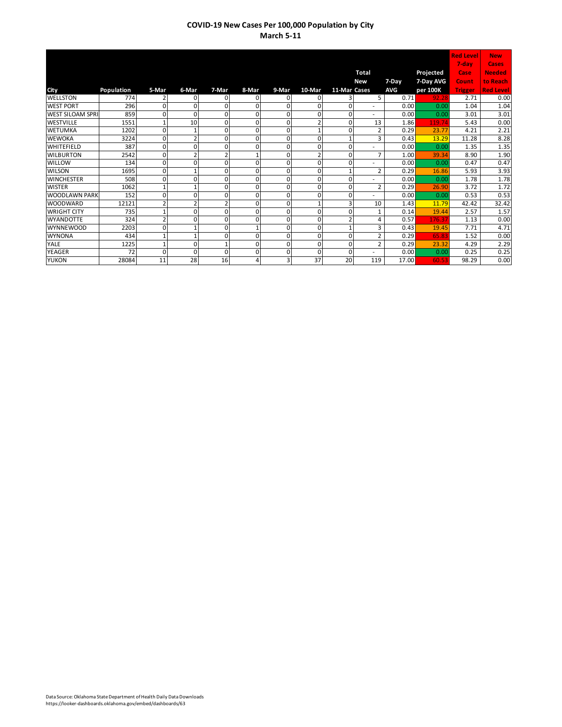## COVID-19 New Cases Per 100,000 Population by City
## March 5-11

| City | Population | 5-Mar | 6-Mar | 7-Mar | 8-Mar | 9-Mar | 10-Mar | 11-Mar | Total New Cases | 7-Day AVG | Projected 7-Day AVG per 100K | Red Level 7-day Case Count Trigger | New Cases Needed to Reach Red Level |
|---|---|---|---|---|---|---|---|---|---|---|---|---|---|
| WELLSTON | 774 | 2 | 0 | 0 | 0 | 0 | 0 | 3 | 5 | 0.71 | 92.28 | 2.71 | 0.00 |
| WEST PORT | 296 | 0 | 0 | 0 | 0 | 0 | 0 | 0 | - | 0.00 | 0.00 | 1.04 | 1.04 |
| WEST SILOAM SPRI | 859 | 0 | 0 | 0 | 0 | 0 | 0 | 0 | - | 0.00 | 0.00 | 3.01 | 3.01 |
| WESTVILLE | 1551 | 1 | 10 | 0 | 0 | 0 | 2 | 0 | 13 | 1.86 | 119.74 | 5.43 | 0.00 |
| WETUMKA | 1202 | 0 | 1 | 0 | 0 | 0 | 1 | 0 | 2 | 0.29 | 23.77 | 4.21 | 2.21 |
| WEWOKA | 3224 | 0 | 2 | 0 | 0 | 0 | 0 | 1 | 3 | 0.43 | 13.29 | 11.28 | 8.28 |
| WHITEFIELD | 387 | 0 | 0 | 0 | 0 | 0 | 0 | 0 | - | 0.00 | 0.00 | 1.35 | 1.35 |
| WILBURTON | 2542 | 0 | 2 | 2 | 1 | 0 | 2 | 0 | 7 | 1.00 | 39.34 | 8.90 | 1.90 |
| WILLOW | 134 | 0 | 0 | 0 | 0 | 0 | 0 | 0 | - | 0.00 | 0.00 | 0.47 | 0.47 |
| WILSON | 1695 | 0 | 1 | 0 | 0 | 0 | 0 | 1 | 2 | 0.29 | 16.86 | 5.93 | 3.93 |
| WINCHESTER | 508 | 0 | 0 | 0 | 0 | 0 | 0 | 0 | - | 0.00 | 0.00 | 1.78 | 1.78 |
| WISTER | 1062 | 1 | 1 | 0 | 0 | 0 | 0 | 0 | 2 | 0.29 | 26.90 | 3.72 | 1.72 |
| WOODLAWN PARK | 152 | 0 | 0 | 0 | 0 | 0 | 0 | 0 | - | 0.00 | 0.00 | 0.53 | 0.53 |
| WOODWARD | 12121 | 2 | 2 | 2 | 0 | 0 | 1 | 3 | 10 | 1.43 | 11.79 | 42.42 | 32.42 |
| WRIGHT CITY | 735 | 1 | 0 | 0 | 0 | 0 | 0 | 0 | 1 | 0.14 | 19.44 | 2.57 | 1.57 |
| WYANDOTTE | 324 | 2 | 0 | 0 | 0 | 0 | 0 | 2 | 4 | 0.57 | 176.37 | 1.13 | 0.00 |
| WYNNEWOOD | 2203 | 0 | 1 | 0 | 1 | 0 | 0 | 1 | 3 | 0.43 | 19.45 | 7.71 | 4.71 |
| WYNONA | 434 | 1 | 1 | 0 | 0 | 0 | 0 | 0 | 2 | 0.29 | 65.83 | 1.52 | 0.00 |
| YALE | 1225 | 1 | 0 | 1 | 0 | 0 | 0 | 0 | 2 | 0.29 | 23.32 | 4.29 | 2.29 |
| YEAGER | 72 | 0 | 0 | 0 | 0 | 0 | 0 | 0 | - | 0.00 | 0.00 | 0.25 | 0.25 |
| YUKON | 28084 | 11 | 28 | 16 | 4 | 3 | 37 | 20 | 119 | 17.00 | 60.53 | 98.29 | 0.00 |

Data Source: Oklahoma State Department of Health Daily Data Downloads
https://looker-dashboards.oklahoma.gov/embed/dashboards/63